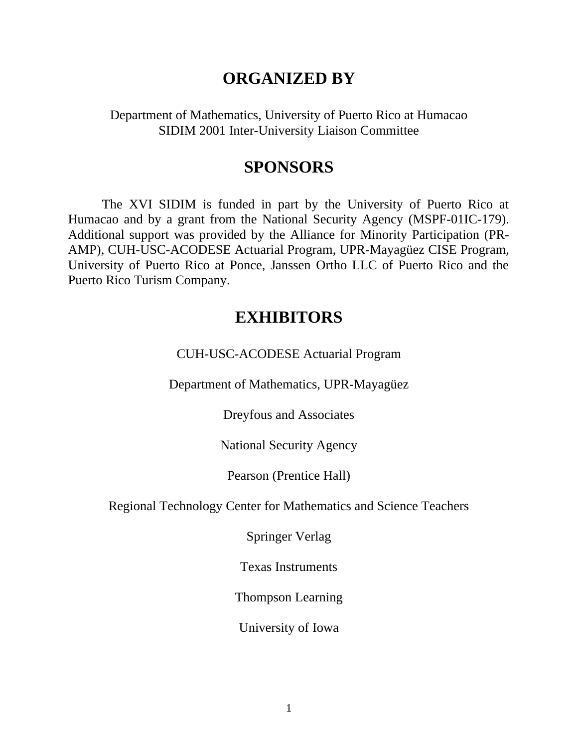# ORGANIZED BY

Department of Mathematics, University of Puerto Rico at Humacao
SIDIM 2001 Inter-University Liaison Committee

# SPONSORS

The XVI SIDIM is funded in part by the University of Puerto Rico at Humacao and by a grant from the National Security Agency (MSPF-01IC-179). Additional support was provided by the Alliance for Minority Participation (PR-AMP), CUH-USC-ACODESE Actuarial Program, UPR-Mayagüez CISE Program, University of Puerto Rico at Ponce, Janssen Ortho LLC of Puerto Rico and the Puerto Rico Turism Company.

# EXHIBITORS

CUH-USC-ACODESE Actuarial Program

Department of Mathematics, UPR-Mayagüez

Dreyfous and Associates

National Security Agency

Pearson (Prentice Hall)

Regional Technology Center for Mathematics and Science Teachers

Springer Verlag

Texas Instruments

Thompson Learning

University of Iowa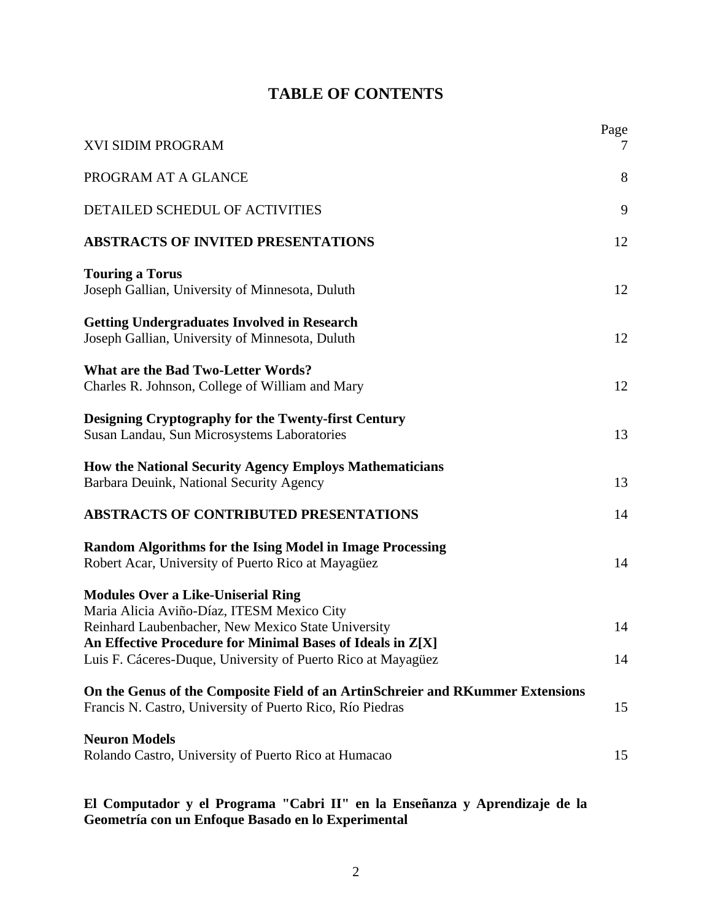# TABLE OF CONTENTS

| | Page |
|---|---|
| XVI SIDIM PROGRAM | 7 |
| PROGRAM AT A GLANCE | 8 |
| DETAILED SCHEDUL OF ACTIVITIES | 9 |
| **ABSTRACTS OF INVITED PRESENTATIONS** | 12 |
| **Touring a Torus**<br>Joseph Gallian, University of Minnesota, Duluth | 12 |
| **Getting Undergraduates Involved in Research**<br>Joseph Gallian, University of Minnesota, Duluth | 12 |
| **What are the Bad Two-Letter Words?**<br>Charles R. Johnson, College of William and Mary | 12 |
| **Designing Cryptography for the Twenty-first Century**<br>Susan Landau, Sun Microsystems Laboratories | 13 |
| **How the National Security Agency Employs Mathematicians**<br>Barbara Deuink, National Security Agency | 13 |
| **ABSTRACTS OF CONTRIBUTED PRESENTATIONS** | 14 |
| **Random Algorithms for the Ising Model in Image Processing**<br>Robert Acar, University of Puerto Rico at Mayagüez | 14 |
| **Modules Over a Like-Uniserial Ring**<br>Maria Alicia Aviño-Díaz, ITESM Mexico City<br>Reinhard Laubenbacher, New Mexico State University | 14 |
| **An Effective Procedure for Minimal Bases of Ideals in Z[X]**<br>Luis F. Cáceres-Duque, University of Puerto Rico at Mayagüez | 14 |
| **On the Genus of the Composite Field of an ArtinSchreier and RKummer Extensions**<br>Francis N. Castro, University of Puerto Rico, Río Piedras | 15 |
| **Neuron Models**<br>Rolando Castro, University of Puerto Rico at Humacao | 15 |
| **El Computador y el Programa "Cabri II" en la Enseñanza y Aprendizaje de la Geometría con un Enfoque Basado en lo Experimental** | |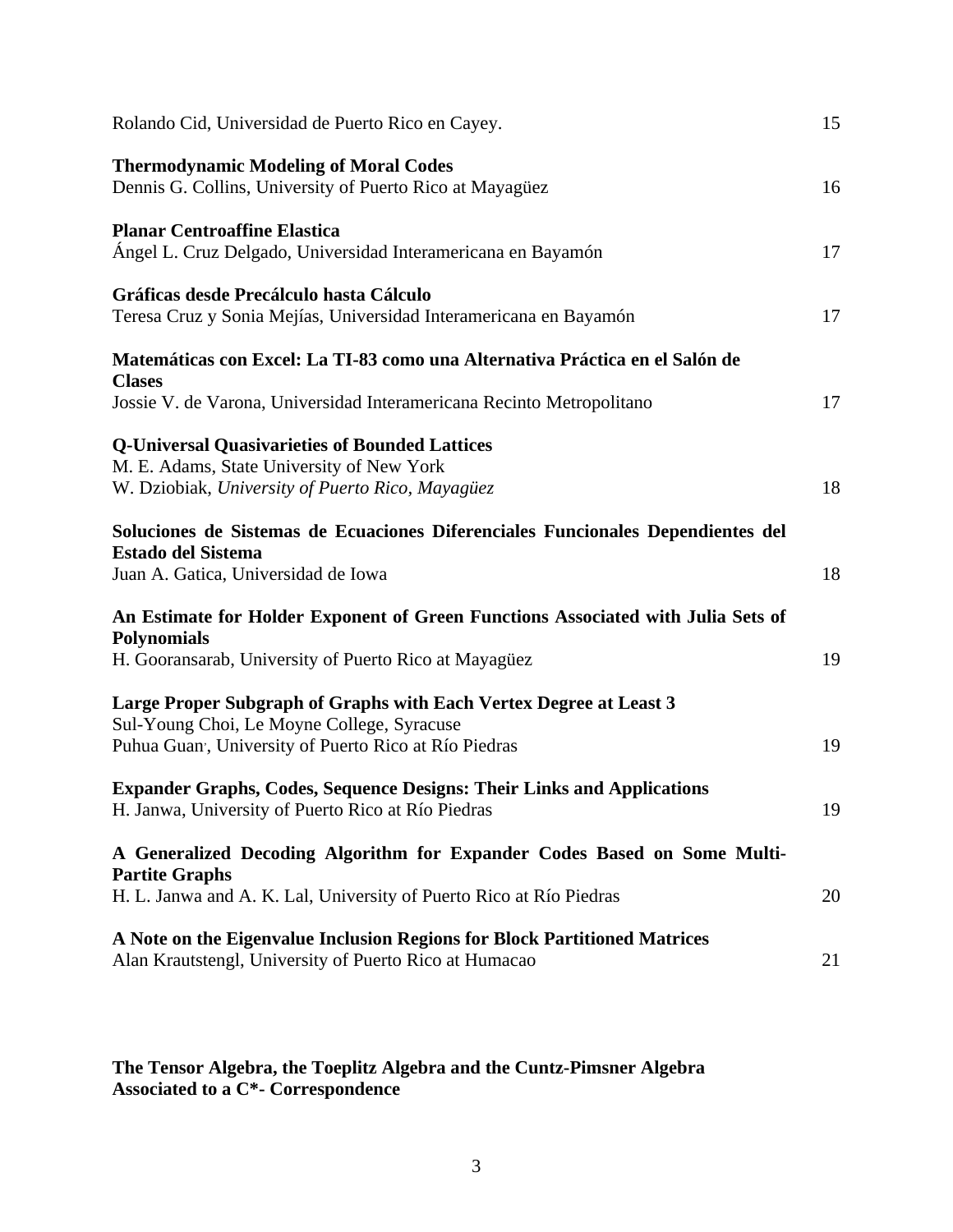Rolando Cid, Universidad de Puerto Rico en Cayey. 15

**Thermodynamic Modeling of Moral Codes**
Dennis G. Collins, University of Puerto Rico at Mayagüez 16

**Planar Centroaffine Elastica**
Ángel L. Cruz Delgado, Universidad Interamericana en Bayamón 17

**Gráficas desde Precálculo hasta Cálculo**
Teresa Cruz y Sonia Mejías, Universidad Interamericana en Bayamón 17

**Matemáticas con Excel: La TI-83 como una Alternativa Práctica en el Salón de Clases**
Jossie V. de Varona, Universidad Interamericana Recinto Metropolitano 17

**Q-Universal Quasivarieties of Bounded Lattices**
M. E. Adams, State University of New York
W. Dziobiak, *University of Puerto Rico, Mayagüez* 18

**Soluciones de Sistemas de Ecuaciones Diferenciales Funcionales Dependientes del Estado del Sistema**
Juan A. Gatica, Universidad de Iowa 18

**An Estimate for Holder Exponent of Green Functions Associated with Julia Sets of Polynomials**
H. Gooransarab, University of Puerto Rico at Mayagüez 19

**Large Proper Subgraph of Graphs with Each Vertex Degree at Least 3**
Sul-Young Choi, Le Moyne College, Syracuse
Puhua Guan, University of Puerto Rico at Río Piedras 19

**Expander Graphs, Codes, Sequence Designs: Their Links and Applications**
H. Janwa, University of Puerto Rico at Río Piedras 19

**A Generalized Decoding Algorithm for Expander Codes Based on Some Multi-Partite Graphs**
H. L. Janwa and A. K. Lal, University of Puerto Rico at Río Piedras 20

**A Note on the Eigenvalue Inclusion Regions for Block Partitioned Matrices**
Alan Krautstengl, University of Puerto Rico at Humacao 21

**The Tensor Algebra, the Toeplitz Algebra and the Cuntz-Pimsner Algebra Associated to a C*- Correspondence**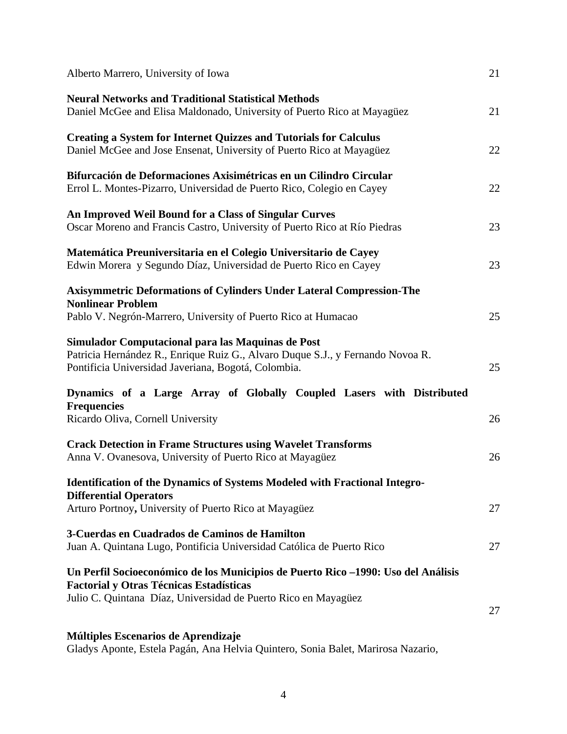Alberto Marrero, University of Iowa 21

**Neural Networks and Traditional Statistical Methods**
Daniel McGee and Elisa Maldonado, University of Puerto Rico at Mayagüez 21

**Creating a System for Internet Quizzes and Tutorials for Calculus**
Daniel McGee and Jose Ensenat, University of Puerto Rico at Mayagüez 22

**Bifurcación de Deformaciones Axisimétricas en un Cilindro Circular**
Errol L. Montes-Pizarro, Universidad de Puerto Rico, Colegio en Cayey 22

**An Improved Weil Bound for a Class of Singular Curves**
Oscar Moreno and Francis Castro, University of Puerto Rico at Río Piedras 23

**Matemática Preuniversitaria en el Colegio Universitario de Cayey**
Edwin Morera y Segundo Díaz, Universidad de Puerto Rico en Cayey 23

**Axisymmetric Deformations of Cylinders Under Lateral Compression-The Nonlinear Problem**
Pablo V. Negrón-Marrero, University of Puerto Rico at Humacao 25

**Simulador Computacional para las Maquinas de Post**
Patricia Hernández R., Enrique Ruiz G., Alvaro Duque S.J., y Fernando Novoa R.
Pontificia Universidad Javeriana, Bogotá, Colombia. 25

**Dynamics of a Large Array of Globally Coupled Lasers with Distributed Frequencies**
Ricardo Oliva, Cornell University 26

**Crack Detection in Frame Structures using Wavelet Transforms**
Anna V. Ovanesova, University of Puerto Rico at Mayagüez 26

**Identification of the Dynamics of Systems Modeled with Fractional Integro-Differential Operators**
Arturo Portnoy**,** University of Puerto Rico at Mayagüez 27

**3-Cuerdas en Cuadrados de Caminos de Hamilton**
Juan A. Quintana Lugo, Pontificia Universidad Católica de Puerto Rico 27

**Un Perfil Socioeconómico de los Municipios de Puerto Rico –1990: Uso del Análisis Factorial y Otras Técnicas Estadísticas**
Julio C. Quintana Díaz, Universidad de Puerto Rico en Mayagüez 27

**Múltiples Escenarios de Aprendizaje**
Gladys Aponte, Estela Pagán, Ana Helvia Quintero, Sonia Balet, Marirosa Nazario,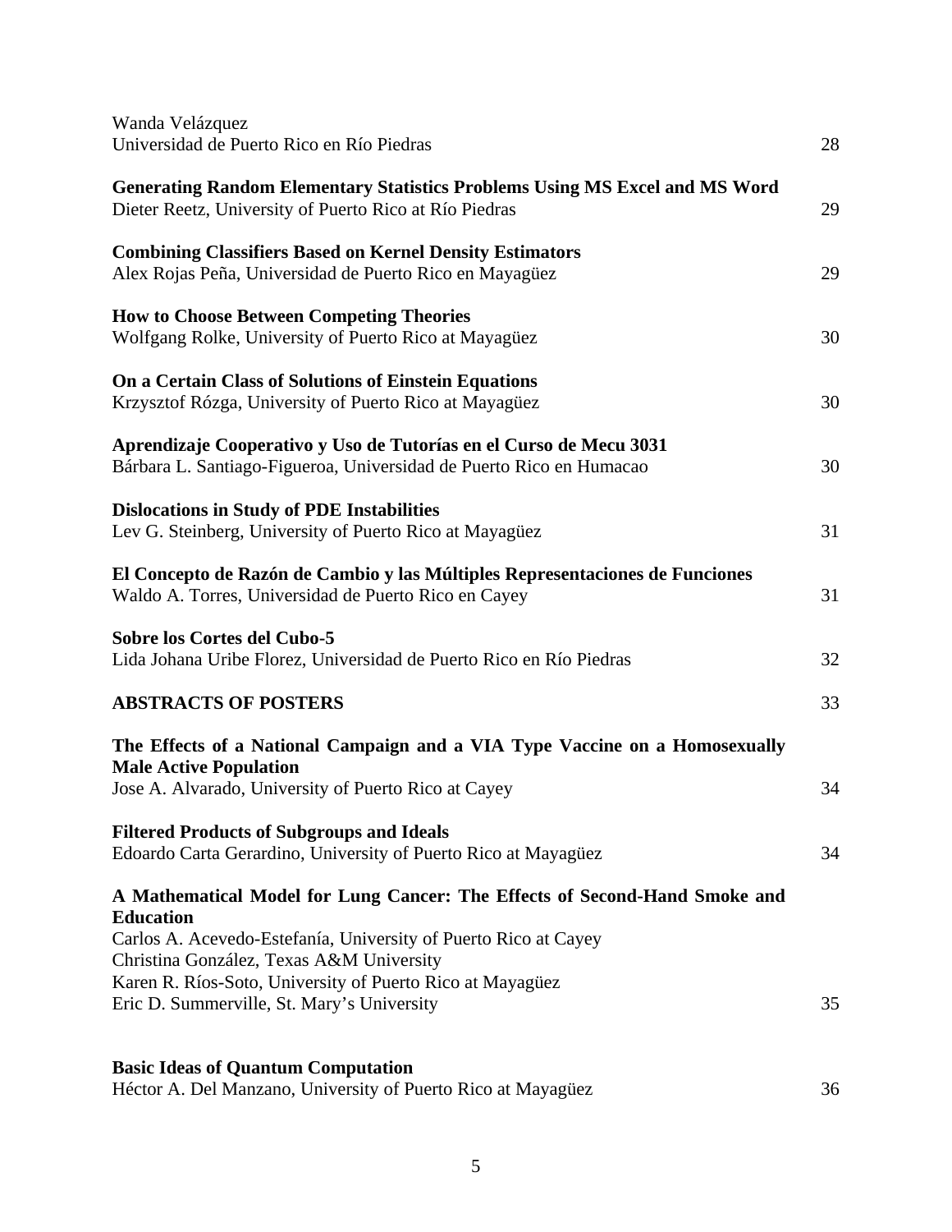Wanda Velázquez
Universidad de Puerto Rico en Río Piedras 28

**Generating Random Elementary Statistics Problems Using MS Excel and MS Word**
Dieter Reetz, University of Puerto Rico at Río Piedras 29

**Combining Classifiers Based on Kernel Density Estimators**
Alex Rojas Peña, Universidad de Puerto Rico en Mayagüez 29

**How to Choose Between Competing Theories**
Wolfgang Rolke, University of Puerto Rico at Mayagüez 30

**On a Certain Class of Solutions of Einstein Equations**
Krzysztof Rózga, University of Puerto Rico at Mayagüez 30

**Aprendizaje Cooperativo y Uso de Tutorías en el Curso de Mecu 3031**
Bárbara L. Santiago-Figueroa, Universidad de Puerto Rico en Humacao 30

**Dislocations in Study of PDE Instabilities**
Lev G. Steinberg, University of Puerto Rico at Mayagüez 31

**El Concepto de Razón de Cambio y las Múltiples Representaciones de Funciones**
Waldo A. Torres, Universidad de Puerto Rico en Cayey 31

**Sobre los Cortes del Cubo-5**
Lida Johana Uribe Florez, Universidad de Puerto Rico en Río Piedras 32

**ABSTRACTS OF POSTERS** 33

**The Effects of a National Campaign and a VIA Type Vaccine on a Homosexually Male Active Population**
Jose A. Alvarado, University of Puerto Rico at Cayey 34

**Filtered Products of Subgroups and Ideals**
Edoardo Carta Gerardino, University of Puerto Rico at Mayagüez 34

**A Mathematical Model for Lung Cancer: The Effects of Second-Hand Smoke and Education**
Carlos A. Acevedo-Estefanía, University of Puerto Rico at Cayey
Christina González, Texas A&M University
Karen R. Ríos-Soto, University of Puerto Rico at Mayagüez
Eric D. Summerville, St. Mary's University 35

**Basic Ideas of Quantum Computation**
Héctor A. Del Manzano, University of Puerto Rico at Mayagüez 36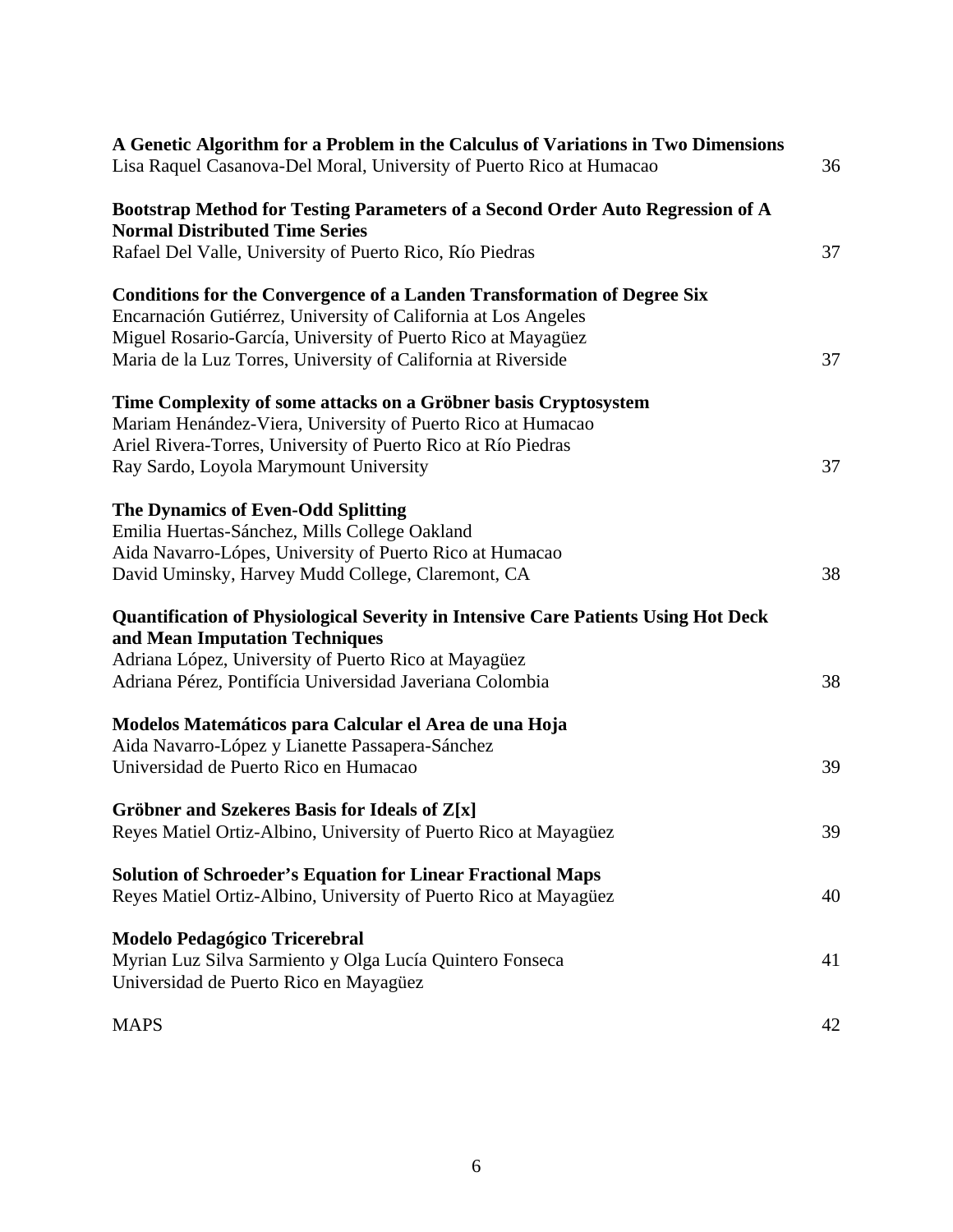**A Genetic Algorithm for a Problem in the Calculus of Variations in Two Dimensions**
Lisa Raquel Casanova-Del Moral, University of Puerto Rico at Humacao 36

**Bootstrap Method for Testing Parameters of a Second Order Auto Regression of A Normal Distributed Time Series**
Rafael Del Valle, University of Puerto Rico, Río Piedras 37

**Conditions for the Convergence of a Landen Transformation of Degree Six**
Encarnación Gutiérrez, University of California at Los Angeles
Miguel Rosario-García, University of Puerto Rico at Mayagüez
Maria de la Luz Torres, University of California at Riverside 37

**Time Complexity of some attacks on a Gröbner basis Cryptosystem**
Mariam Henández-Viera, University of Puerto Rico at Humacao
Ariel Rivera-Torres, University of Puerto Rico at Río Piedras
Ray Sardo, Loyola Marymount University 37

**The Dynamics of Even-Odd Splitting**
Emilia Huertas-Sánchez, Mills College Oakland
Aida Navarro-Lópes, University of Puerto Rico at Humacao
David Uminsky, Harvey Mudd College, Claremont, CA 38

**Quantification of Physiological Severity in Intensive Care Patients Using Hot Deck and Mean Imputation Techniques**
Adriana López, University of Puerto Rico at Mayagüez
Adriana Pérez, Pontifícia Universidad Javeriana Colombia 38

**Modelos Matemáticos para Calcular el Area de una Hoja**
Aida Navarro-López y Lianette Passapera-Sánchez
Universidad de Puerto Rico en Humacao 39

**Gröbner and Szekeres Basis for Ideals of Z[x]**
Reyes Matiel Ortiz-Albino, University of Puerto Rico at Mayagüez 39

**Solution of Schroeder's Equation for Linear Fractional Maps**
Reyes Matiel Ortiz-Albino, University of Puerto Rico at Mayagüez 40

**Modelo Pedagógico Tricerebral**
Myrian Luz Silva Sarmiento y Olga Lucía Quintero Fonseca 41
Universidad de Puerto Rico en Mayagüez

MAPS 42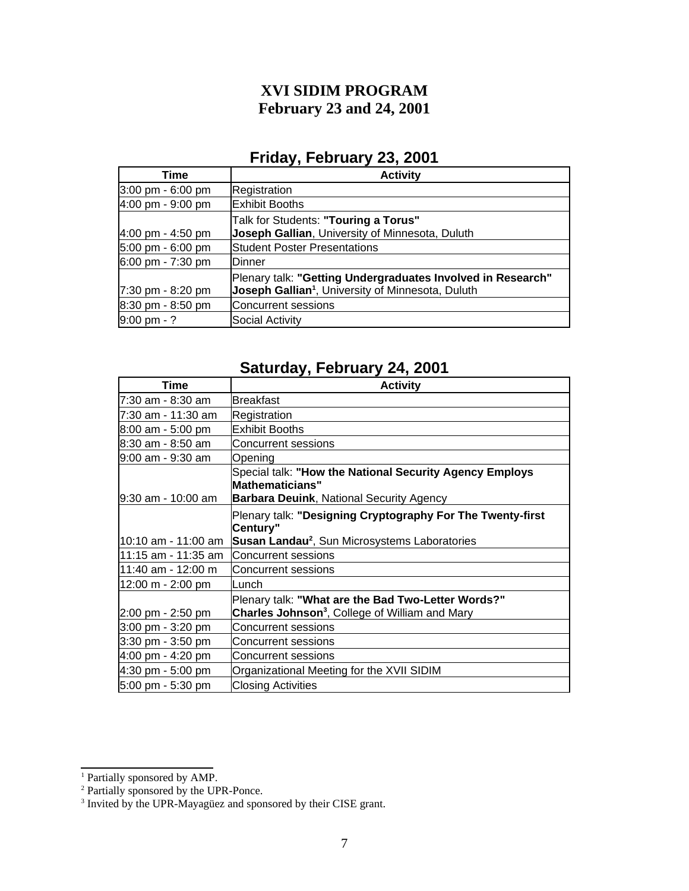# XVI SIDIM PROGRAM
## February 23 and 24, 2001

### Friday, February 23, 2001

| Time | Activity |
|---|---|
| 3:00 pm - 6:00 pm | Registration |
| 4:00 pm - 9:00 pm | Exhibit Booths |
| 4:00 pm - 4:50 pm | Talk for Students: **"Touring a Torus"** **Joseph Gallian**, University of Minnesota, Duluth |
| 5:00 pm - 6:00 pm | Student Poster Presentations |
| 6:00 pm - 7:30 pm | Dinner |
| 7:30 pm - 8:20 pm | Plenary talk: **"Getting Undergraduates Involved in Research"** **Joseph Gallian**[1], University of Minnesota, Duluth |
| 8:30 pm - 8:50 pm | Concurrent sessions |
| 9:00 pm - ? | Social Activity |

### Saturday, February 24, 2001

| Time | Activity |
|---|---|
| 7:30 am - 8:30 am | Breakfast |
| 7:30 am - 11:30 am | Registration |
| 8:00 am - 5:00 pm | Exhibit Booths |
| 8:30 am - 8:50 am | Concurrent sessions |
| 9:00 am - 9:30 am | Opening |
| 9:30 am - 10:00 am | Special talk: **"How the National Security Agency Employs Mathematicians"** **Barbara Deuink**, National Security Agency |
| 10:10 am - 11:00 am | Plenary talk: **"Designing Cryptography For The Twenty-first Century"** **Susan Landau**[2], Sun Microsystems Laboratories |
| 11:15 am - 11:35 am | Concurrent sessions |
| 11:40 am - 12:00 m | Concurrent sessions |
| 12:00 m - 2:00 pm | Lunch |
| 2:00 pm - 2:50 pm | Plenary talk: **"What are the Bad Two-Letter Words?"** **Charles Johnson**[3], College of William and Mary |
| 3:00 pm - 3:20 pm | Concurrent sessions |
| 3:30 pm - 3:50 pm | Concurrent sessions |
| 4:00 pm - 4:20 pm | Concurrent sessions |
| 4:30 pm - 5:00 pm | Organizational Meeting for the XVII SIDIM |
| 5:00 pm - 5:30 pm | Closing Activities |

---

[1] Partially sponsored by AMP.
[2] Partially sponsored by the UPR-Ponce.
[3] Invited by the UPR-Mayagüez and sponsored by their CISE grant.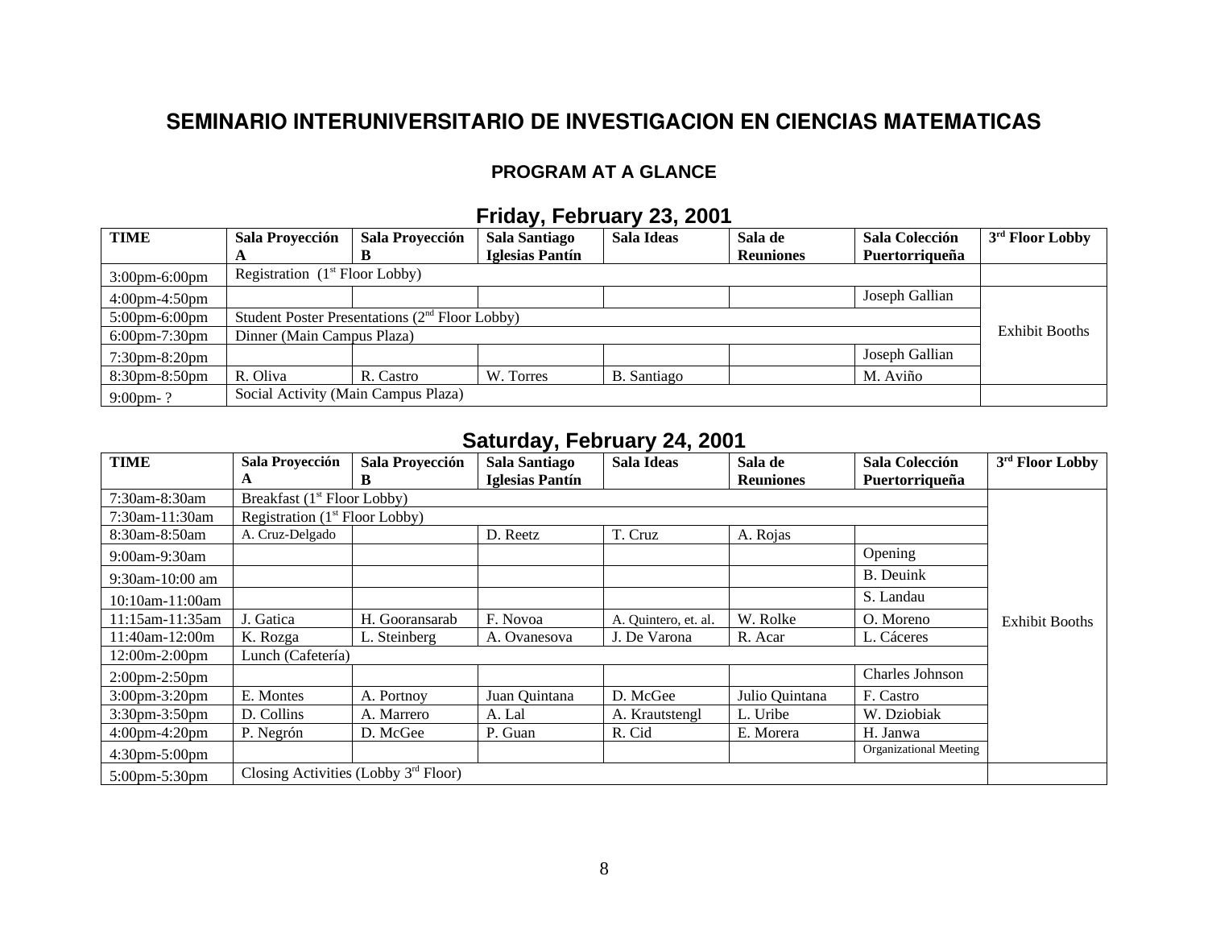# SEMINARIO INTERUNIVERSITARIO DE INVESTIGACION EN CIENCIAS MATEMATICAS

## PROGRAM AT A GLANCE

### Friday, February 23, 2001

| TIME | Sala Proyección A | Sala Proyección B | Sala Santiago Iglesias Pantín | Sala Ideas | Sala de Reuniones | Sala Colección Puertorriqueña | 3rd Floor Lobby |
|---|---|---|---|---|---|---|---|
| 3:00pm-6:00pm | Registration (1st Floor Lobby) | | | | | | |
| 4:00pm-4:50pm | | | | | | Joseph Gallian | Exhibit Booths |
| 5:00pm-6:00pm | Student Poster Presentations (2nd Floor Lobby) | | | | | | |
| 6:00pm-7:30pm | Dinner (Main Campus Plaza) | | | | | | |
| 7:30pm-8:20pm | | | | | | Joseph Gallian | |
| 8:30pm-8:50pm | R. Oliva | R. Castro | W. Torres | B. Santiago | | M. Aviño | |
| 9:00pm- ? | Social Activity (Main Campus Plaza) | | | | | | |

### Saturday, February 24, 2001

| TIME | Sala Proyección A | Sala Proyección B | Sala Santiago Iglesias Pantín | Sala Ideas | Sala de Reuniones | Sala Colección Puertorriqueña | 3rd Floor Lobby |
|---|---|---|---|---|---|---|---|
| 7:30am-8:30am | Breakfast (1st Floor Lobby) | | | | | | Exhibit Booths |
| 7:30am-11:30am | Registration (1st Floor Lobby) | | | | | | |
| 8:30am-8:50am | A. Cruz-Delgado | | D. Reetz | T. Cruz | A. Rojas | | |
| 9:00am-9:30am | | | | | | Opening | |
| 9:30am-10:00 am | | | | | | B. Deuink | |
| 10:10am-11:00am | | | | | | S. Landau | |
| 11:15am-11:35am | J. Gatica | H. Gooransarab | F. Novoa | A. Quintero, et. al. | W. Rolke | O. Moreno | |
| 11:40am-12:00m | K. Rozga | L. Steinberg | A. Ovanesova | J. De Varona | R. Acar | L. Cáceres | |
| 12:00m-2:00pm | Lunch (Cafetería) | | | | | | |
| 2:00pm-2:50pm | | | | | | Charles Johnson | |
| 3:00pm-3:20pm | E. Montes | A. Portnoy | Juan Quintana | D. McGee | Julio Quintana | F. Castro | |
| 3:30pm-3:50pm | D. Collins | A. Marrero | A. Lal | A. Krautstengl | L. Uribe | W. Dziobiak | |
| 4:00pm-4:20pm | P. Negrón | D. McGee | P. Guan | R. Cid | E. Morera | H. Janwa | |
| 4:30pm-5:00pm | | | | | | Organizational Meeting | |
| 5:00pm-5:30pm | Closing Activities (Lobby 3rd Floor) | | | | | | |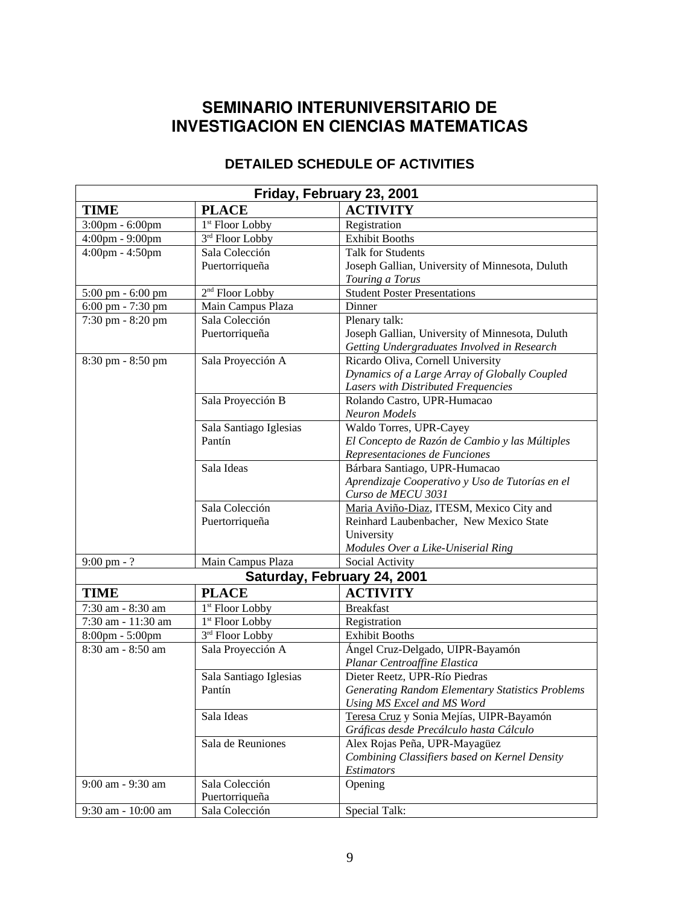# SEMINARIO INTERUNIVERSITARIO DE INVESTIGACION EN CIENCIAS MATEMATICAS

## DETAILED SCHEDULE OF ACTIVITIES

| **Friday, February 23, 2001** | | |
|---|---|---|
| **TIME** | **PLACE** | **ACTIVITY** |
| 3:00pm - 6:00pm | 1st Floor Lobby | Registration |
| 4:00pm - 9:00pm | 3rd Floor Lobby | Exhibit Booths |
| 4:00pm - 4:50pm | Sala Colección Puertorriqueña | Talk for Students<br>Joseph Gallian, University of Minnesota, Duluth<br>*Touring a Torus* |
| 5:00 pm - 6:00 pm | 2nd Floor Lobby | Student Poster Presentations |
| 6:00 pm - 7:30 pm | Main Campus Plaza | Dinner |
| 7:30 pm - 8:20 pm | Sala Colección Puertorriqueña | Plenary talk:<br>Joseph Gallian, University of Minnesota, Duluth<br>*Getting Undergraduates Involved in Research* |
| 8:30 pm - 8:50 pm | Sala Proyección A | Ricardo Oliva, Cornell University<br>*Dynamics of a Large Array of Globally Coupled Lasers with Distributed Frequencies* |
| | Sala Proyección B | Rolando Castro, UPR-Humacao<br>*Neuron Models* |
| | Sala Santiago Iglesias Pantín | Waldo Torres, UPR-Cayey<br>*El Concepto de Razón de Cambio y las Múltiples Representaciones de Funciones* |
| | Sala Ideas | Bárbara Santiago, UPR-Humacao<br>*Aprendizaje Cooperativo y Uso de Tutorías en el Curso de MECU 3031* |
| | Sala Colección Puertorriqueña | Maria Aviño-Diaz, ITESM, Mexico City and Reinhard Laubenbacher, New Mexico State University<br>*Modules Over a Like-Uniserial Ring* |
| 9:00 pm - ? | Main Campus Plaza | Social Activity |
| **Saturday, February 24, 2001** | | |
| **TIME** | **PLACE** | **ACTIVITY** |
| 7:30 am - 8:30 am | 1st Floor Lobby | Breakfast |
| 7:30 am - 11:30 am | 1st Floor Lobby | Registration |
| 8:00pm - 5:00pm | 3rd Floor Lobby | Exhibit Booths |
| 8:30 am - 8:50 am | Sala Proyección A | Ángel Cruz-Delgado, UIPR-Bayamón<br>*Planar Centroaffine Elastica* |
| | Sala Santiago Iglesias Pantín | Dieter Reetz, UPR-Río Piedras<br>*Generating Random Elementary Statistics Problems Using MS Excel and MS Word* |
| | Sala Ideas | Teresa Cruz y Sonia Mejías, UIPR-Bayamón<br>*Gráficas desde Precálculo hasta Cálculo* |
| | Sala de Reuniones | Alex Rojas Peña, UPR-Mayagüez<br>*Combining Classifiers based on Kernel Density Estimators* |
| 9:00 am - 9:30 am | Sala Colección Puertorriqueña | Opening |
| 9:30 am - 10:00 am | Sala Colección | Special Talk: |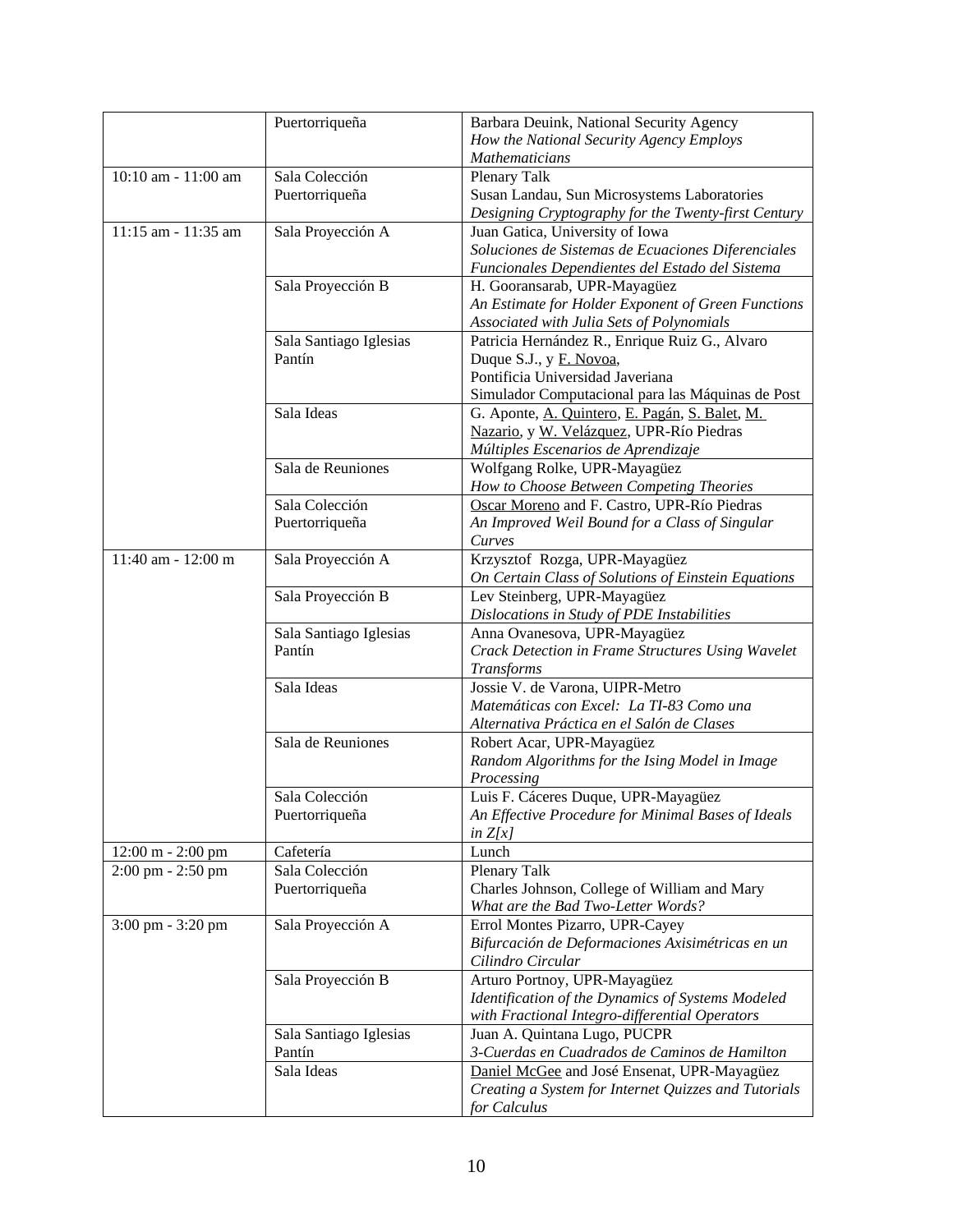| | | |
|---|---|---|
| | Puertorriqueña | Barbara Deuink, National Security Agency<br>*How the National Security Agency Employs Mathematicians* |
| 10:10 am - 11:00 am | Sala Colección Puertorriqueña | Plenary Talk<br>Susan Landau, Sun Microsystems Laboratories<br>*Designing Cryptography for the Twenty-first Century* |
| 11:15 am - 11:35 am | Sala Proyección A | Juan Gatica, University of Iowa<br>*Soluciones de Sistemas de Ecuaciones Diferenciales Funcionales Dependientes del Estado del Sistema* |
| | Sala Proyección B | H. Gooransarab, UPR-Mayagüez<br>*An Estimate for Holder Exponent of Green Functions Associated with Julia Sets of Polynomials* |
| | Sala Santiago Iglesias Pantín | Patricia Hernández R., Enrique Ruiz G., Alvaro Duque S.J., y <u>F. Novoa</u>,<br>Pontificia Universidad Javeriana<br>Simulador Computacional para las Máquinas de Post |
| | Sala Ideas | G. Aponte, <u>A. Quintero</u>, <u>E. Pagán</u>, <u>S. Balet</u>, <u>M. Nazario</u>, y <u>W. Velázquez</u>, UPR-Río Piedras<br>*Múltiples Escenarios de Aprendizaje* |
| | Sala de Reuniones | Wolfgang Rolke, UPR-Mayagüez<br>*How to Choose Between Competing Theories* |
| | Sala Colección Puertorriqueña | <u>Oscar Moreno</u> and F. Castro, UPR-Río Piedras<br>*An Improved Weil Bound for a Class of Singular Curves* |
| 11:40 am - 12:00 m | Sala Proyección A | Krzysztof Rozga, UPR-Mayagüez<br>*On Certain Class of Solutions of Einstein Equations* |
| | Sala Proyección B | Lev Steinberg, UPR-Mayagüez<br>*Dislocations in Study of PDE Instabilities* |
| | Sala Santiago Iglesias Pantín | Anna Ovanesova, UPR-Mayagüez<br>*Crack Detection in Frame Structures Using Wavelet Transforms* |
| | Sala Ideas | Jossie V. de Varona, UIPR-Metro<br>*Matemáticas con Excel: La TI-83 Como una Alternativa Práctica en el Salón de Clases* |
| | Sala de Reuniones | Robert Acar, UPR-Mayagüez<br>*Random Algorithms for the Ising Model in Image Processing* |
| | Sala Colección Puertorriqueña | Luis F. Cáceres Duque, UPR-Mayagüez<br>*An Effective Procedure for Minimal Bases of Ideals in Z[x]* |
| 12:00 m - 2:00 pm | Cafetería | Lunch |
| 2:00 pm - 2:50 pm | Sala Colección Puertorriqueña | Plenary Talk<br>Charles Johnson, College of William and Mary<br>*What are the Bad Two-Letter Words?* |
| 3:00 pm - 3:20 pm | Sala Proyección A | Errol Montes Pizarro, UPR-Cayey<br>*Bifurcación de Deformaciones Axisimétricas en un Cilindro Circular* |
| | Sala Proyección B | Arturo Portnoy, UPR-Mayagüez<br>*Identification of the Dynamics of Systems Modeled with Fractional Integro-differential Operators* |
| | Sala Santiago Iglesias Pantín | Juan A. Quintana Lugo, PUCPR<br>*3-Cuerdas en Cuadrados de Caminos de Hamilton* |
| | Sala Ideas | <u>Daniel McGee</u> and José Ensenat, UPR-Mayagüez<br>*Creating a System for Internet Quizzes and Tutorials for Calculus* |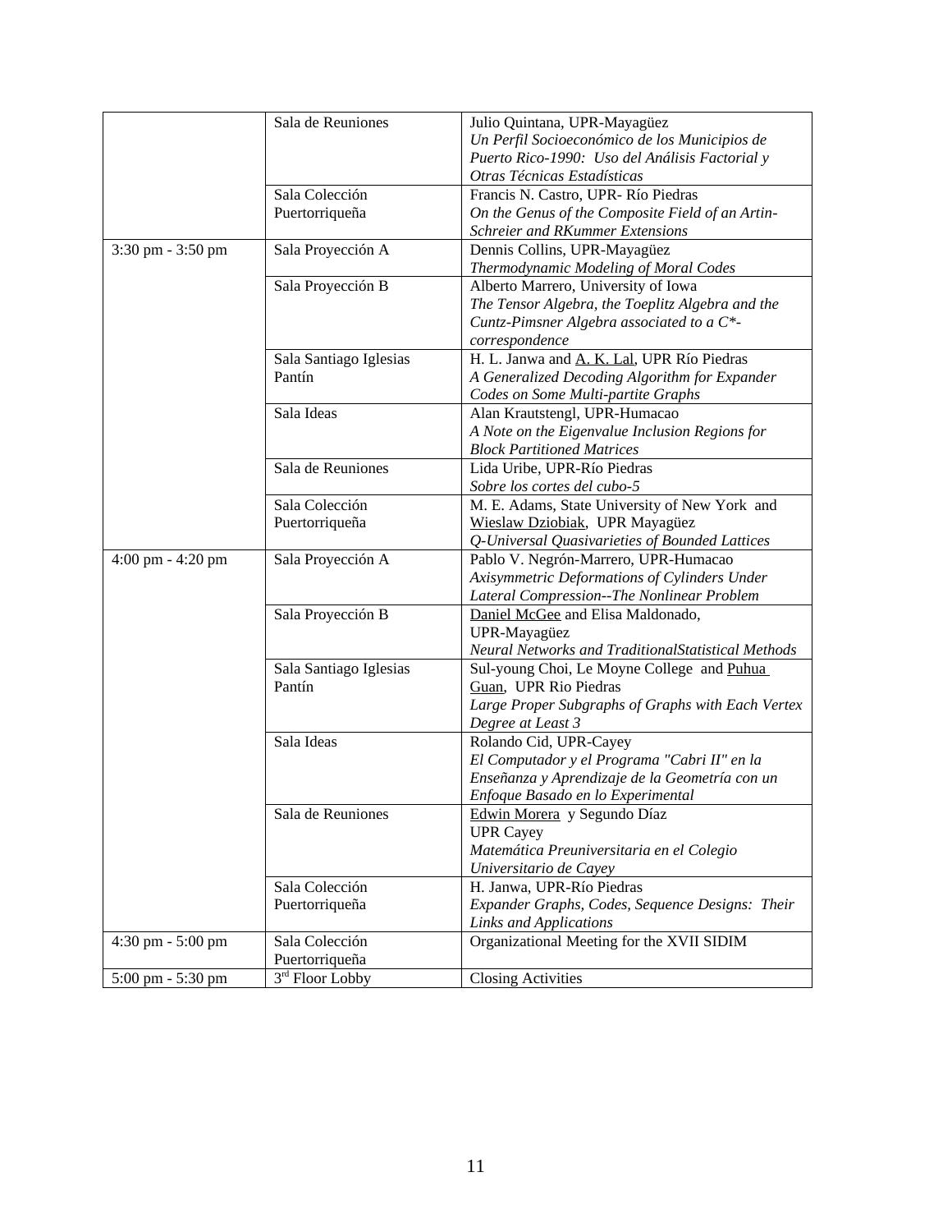| | | |
|---|---|---|
| | Sala de Reuniones | Julio Quintana, UPR-Mayagüez<br>*Un Perfil Socioeconómico de los Municipios de Puerto Rico-1990: Uso del Análisis Factorial y Otras Técnicas Estadísticas* |
| | Sala Colección Puertorriqueña | Francis N. Castro, UPR- Río Piedras<br>*On the Genus of the Composite Field of an Artin-Schreier and RKummer Extensions* |
| 3:30 pm - 3:50 pm | Sala Proyección A | Dennis Collins, UPR-Mayagüez<br>*Thermodynamic Modeling of Moral Codes* |
| | Sala Proyección B | Alberto Marrero, University of Iowa<br>*The Tensor Algebra, the Toeplitz Algebra and the Cuntz-Pimsner Algebra associated to a C*-correspondence* |
| | Sala Santiago Iglesias Pantín | H. L. Janwa and A. K. Lal, UPR Río Piedras<br>*A Generalized Decoding Algorithm for Expander Codes on Some Multi-partite Graphs* |
| | Sala Ideas | Alan Krautstengl, UPR-Humacao<br>*A Note on the Eigenvalue Inclusion Regions for Block Partitioned Matrices* |
| | Sala de Reuniones | Lida Uribe, UPR-Río Piedras<br>*Sobre los cortes del cubo-5* |
| | Sala Colección Puertorriqueña | M. E. Adams, State University of New York and Wieslaw Dziobiak, UPR Mayagüez<br>*Q-Universal Quasivarieties of Bounded Lattices* |
| 4:00 pm - 4:20 pm | Sala Proyección A | Pablo V. Negrón-Marrero, UPR-Humacao<br>*Axisymmetric Deformations of Cylinders Under Lateral Compression--The Nonlinear Problem* |
| | Sala Proyección B | Daniel McGee and Elisa Maldonado, UPR-Mayagüez<br>*Neural Networks and TraditionalStatistical Methods* |
| | Sala Santiago Iglesias Pantín | Sul-young Choi, Le Moyne College and Puhua Guan, UPR Rio Piedras<br>*Large Proper Subgraphs of Graphs with Each Vertex Degree at Least 3* |
| | Sala Ideas | Rolando Cid, UPR-Cayey<br>*El Computador y el Programa "Cabri II" en la Enseñanza y Aprendizaje de la Geometría con un Enfoque Basado en lo Experimental* |
| | Sala de Reuniones | Edwin Morera y Segundo Díaz<br>UPR Cayey<br>*Matemática Preuniversitaria en el Colegio Universitario de Cayey* |
| | Sala Colección Puertorriqueña | H. Janwa, UPR-Río Piedras<br>*Expander Graphs, Codes, Sequence Designs: Their Links and Applications* |
| 4:30 pm - 5:00 pm | Sala Colección Puertorriqueña | Organizational Meeting for the XVII SIDIM |
| 5:00 pm - 5:30 pm | 3rd Floor Lobby | Closing Activities |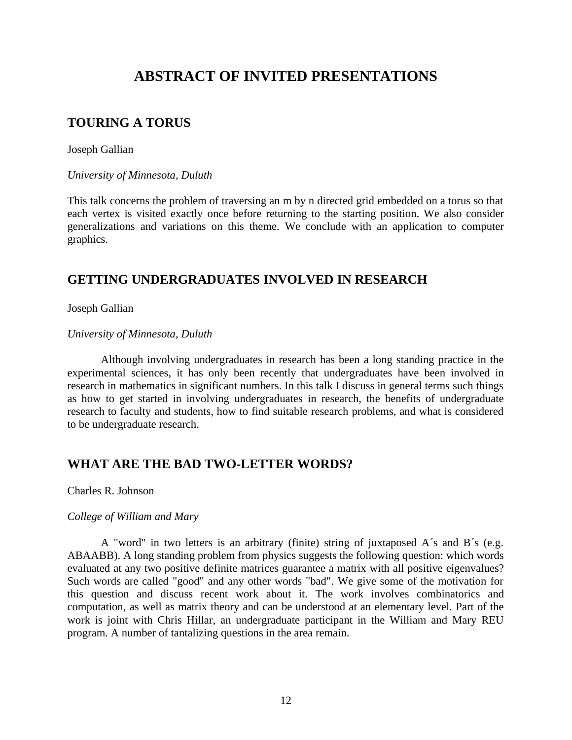# ABSTRACT OF INVITED PRESENTATIONS

## TOURING A TORUS

Joseph Gallian

*University of Minnesota, Duluth*

This talk concerns the problem of traversing an m by n directed grid embedded on a torus so that each vertex is visited exactly once before returning to the starting position. We also consider generalizations and variations on this theme. We conclude with an application to computer graphics.

## GETTING UNDERGRADUATES INVOLVED IN RESEARCH

Joseph Gallian

*University of Minnesota, Duluth*

Although involving undergraduates in research has been a long standing practice in the experimental sciences, it has only been recently that undergraduates have been involved in research in mathematics in significant numbers. In this talk I discuss in general terms such things as how to get started in involving undergraduates in research, the benefits of undergraduate research to faculty and students, how to find suitable research problems, and what is considered to be undergraduate research.

## WHAT ARE THE BAD TWO-LETTER WORDS?

Charles R. Johnson

*College of William and Mary*

A "word" in two letters is an arbitrary (finite) string of juxtaposed A´s and B´s (e.g. ABAABB). A long standing problem from physics suggests the following question: which words evaluated at any two positive definite matrices guarantee a matrix with all positive eigenvalues? Such words are called "good" and any other words "bad". We give some of the motivation for this question and discuss recent work about it. The work involves combinatorics and computation, as well as matrix theory and can be understood at an elementary level. Part of the work is joint with Chris Hillar, an undergraduate participant in the William and Mary REU program. A number of tantalizing questions in the area remain.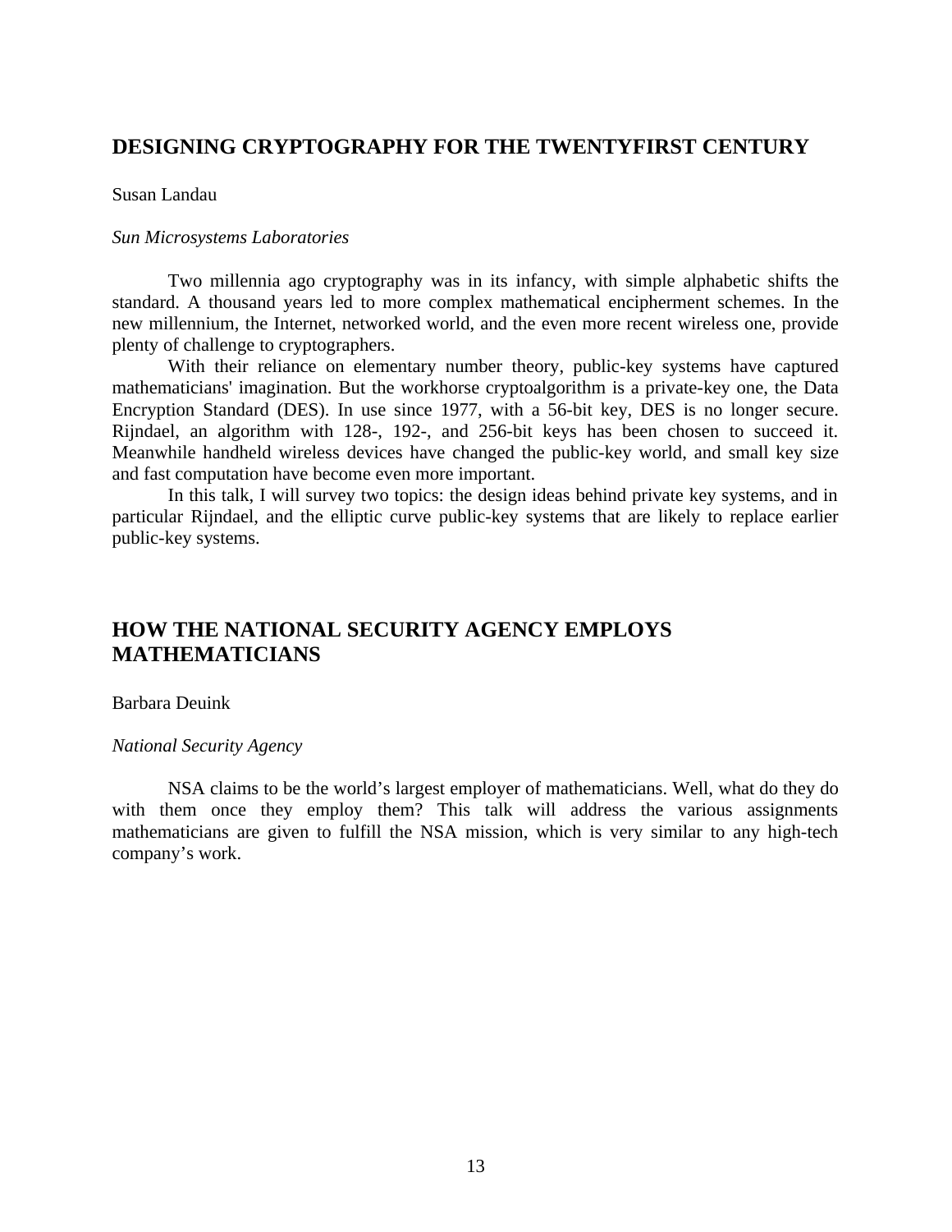## DESIGNING CRYPTOGRAPHY FOR THE TWENTYFIRST CENTURY

Susan Landau

*Sun Microsystems Laboratories*

Two millennia ago cryptography was in its infancy, with simple alphabetic shifts the standard. A thousand years led to more complex mathematical encipherment schemes. In the new millennium, the Internet, networked world, and the even more recent wireless one, provide plenty of challenge to cryptographers.

With their reliance on elementary number theory, public-key systems have captured mathematicians' imagination. But the workhorse cryptoalgorithm is a private-key one, the Data Encryption Standard (DES). In use since 1977, with a 56-bit key, DES is no longer secure. Rijndael, an algorithm with 128-, 192-, and 256-bit keys has been chosen to succeed it. Meanwhile handheld wireless devices have changed the public-key world, and small key size and fast computation have become even more important.

In this talk, I will survey two topics: the design ideas behind private key systems, and in particular Rijndael, and the elliptic curve public-key systems that are likely to replace earlier public-key systems.

## HOW THE NATIONAL SECURITY AGENCY EMPLOYS MATHEMATICIANS

Barbara Deuink

*National Security Agency*

NSA claims to be the world's largest employer of mathematicians. Well, what do they do with them once they employ them? This talk will address the various assignments mathematicians are given to fulfill the NSA mission, which is very similar to any high-tech company's work.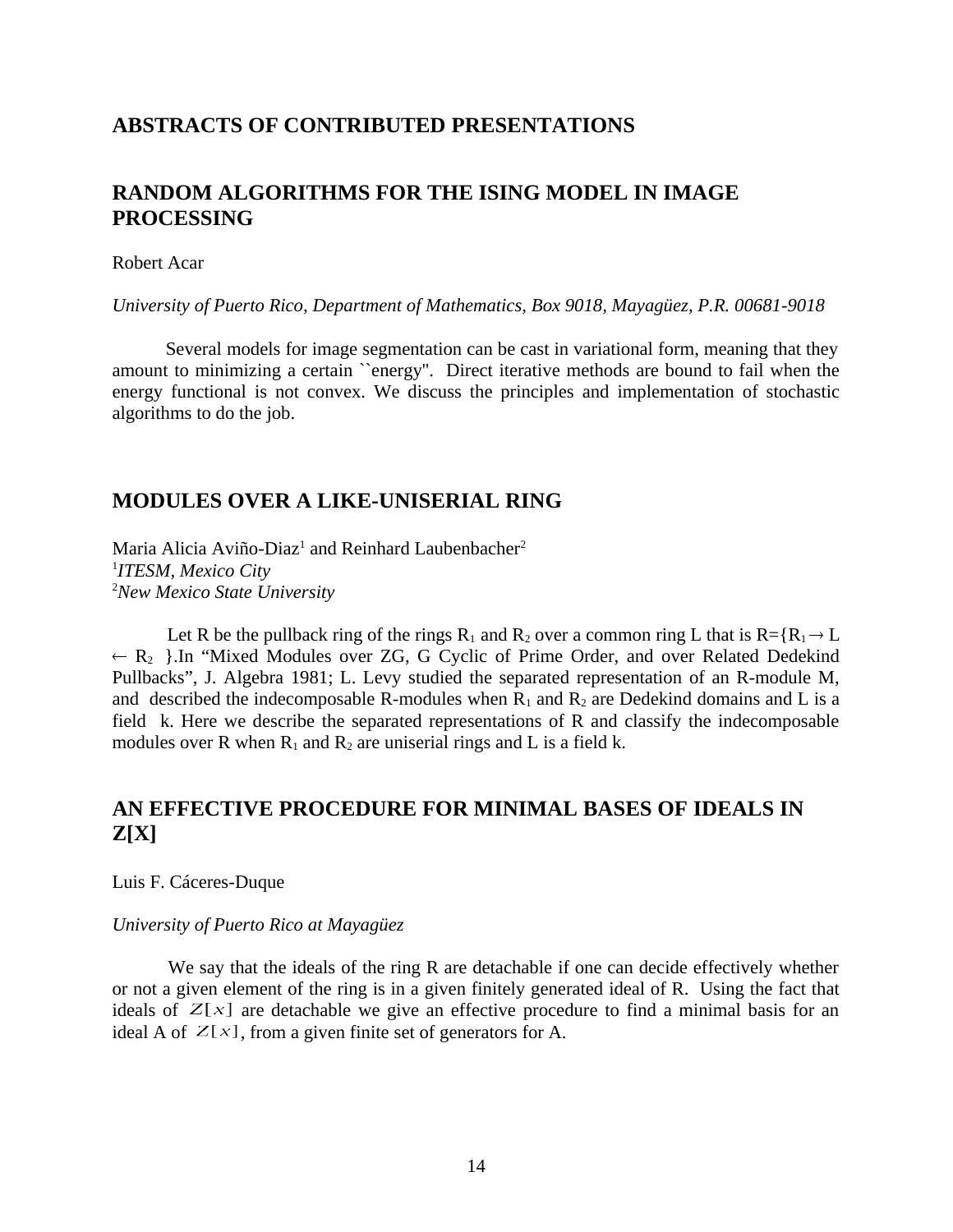# ABSTRACTS OF CONTRIBUTED PRESENTATIONS

## RANDOM ALGORITHMS FOR THE ISING MODEL IN IMAGE PROCESSING

Robert Acar

*University of Puerto Rico, Department of Mathematics, Box 9018, Mayagüez, P.R. 00681-9018*

Several models for image segmentation can be cast in variational form, meaning that they amount to minimizing a certain ``energy". Direct iterative methods are bound to fail when the energy functional is not convex. We discuss the principles and implementation of stochastic algorithms to do the job.

## MODULES OVER A LIKE-UNISERIAL RING

Maria Alicia Aviño-Diaz[1] and Reinhard Laubenbacher[2]
[1]*ITESM, Mexico City*
[2]*New Mexico State University*

Let R be the pullback ring of the rings $R_1$ and $R_2$ over a common ring L that is $R=\{R_1 \rightarrow L \leftarrow R_2\}$.In "Mixed Modules over ZG, G Cyclic of Prime Order, and over Related Dedekind Pullbacks", J. Algebra 1981; L. Levy studied the separated representation of an R-module M, and described the indecomposable R-modules when $R_1$ and $R_2$ are Dedekind domains and L is a field k. Here we describe the separated representations of R and classify the indecomposable modules over R when $R_1$ and $R_2$ are uniserial rings and L is a field k.

## AN EFFECTIVE PROCEDURE FOR MINIMAL BASES OF IDEALS IN Z[X]

Luis F. Cáceres-Duque

*University of Puerto Rico at Mayagüez*

We say that the ideals of the ring R are detachable if one can decide effectively whether or not a given element of the ring is in a given finitely generated ideal of R. Using the fact that ideals of $Z[x]$ are detachable we give an effective procedure to find a minimal basis for an ideal A of $Z[x]$, from a given finite set of generators for A.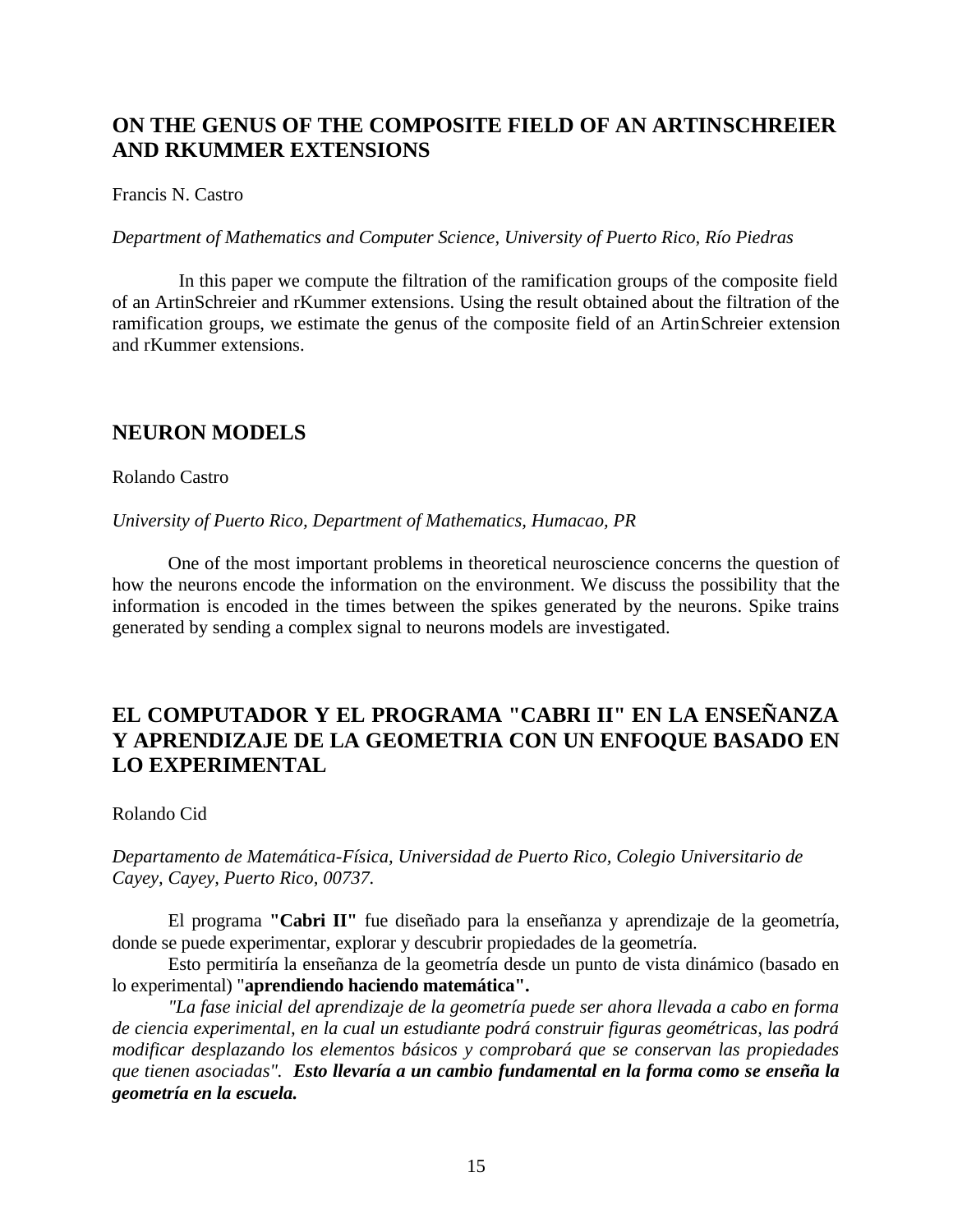## ON THE GENUS OF THE COMPOSITE FIELD OF AN ARTINSCHREIER AND RKUMMER EXTENSIONS

Francis N. Castro

*Department of Mathematics and Computer Science, University of Puerto Rico, Río Piedras*

In this paper we compute the filtration of the ramification groups of the composite field of an ArtinSchreier and rKummer extensions. Using the result obtained about the filtration of the ramification groups, we estimate the genus of the composite field of an ArtinSchreier extension and rKummer extensions.

## NEURON MODELS

Rolando Castro

*University of Puerto Rico, Department of Mathematics, Humacao, PR*

One of the most important problems in theoretical neuroscience concerns the question of how the neurons encode the information on the environment. We discuss the possibility that the information is encoded in the times between the spikes generated by the neurons. Spike trains generated by sending a complex signal to neurons models are investigated.

## EL COMPUTADOR Y EL PROGRAMA "CABRI II" EN LA ENSEÑANZA Y APRENDIZAJE DE LA GEOMETRIA CON UN ENFOQUE BASADO EN LO EXPERIMENTAL

Rolando Cid

*Departamento de Matemática-Física, Universidad de Puerto Rico, Colegio Universitario de Cayey, Cayey, Puerto Rico, 00737.*

El programa **"Cabri II"** fue diseñado para la enseñanza y aprendizaje de la geometría, donde se puede experimentar, explorar y descubrir propiedades de la geometría.

Esto permitiría la enseñanza de la geometría desde un punto de vista dinámico (basado en lo experimental) "**aprendiendo haciendo matemática".**

*"La fase inicial del aprendizaje de la geometría puede ser ahora llevada a cabo en forma de ciencia experimental, en la cual un estudiante podrá construir figuras geométricas, las podrá modificar desplazando los elementos básicos y comprobará que se conservan las propiedades que tienen asociadas".* ***Esto llevaría a un cambio fundamental en la forma como se enseña la geometría en la escuela.***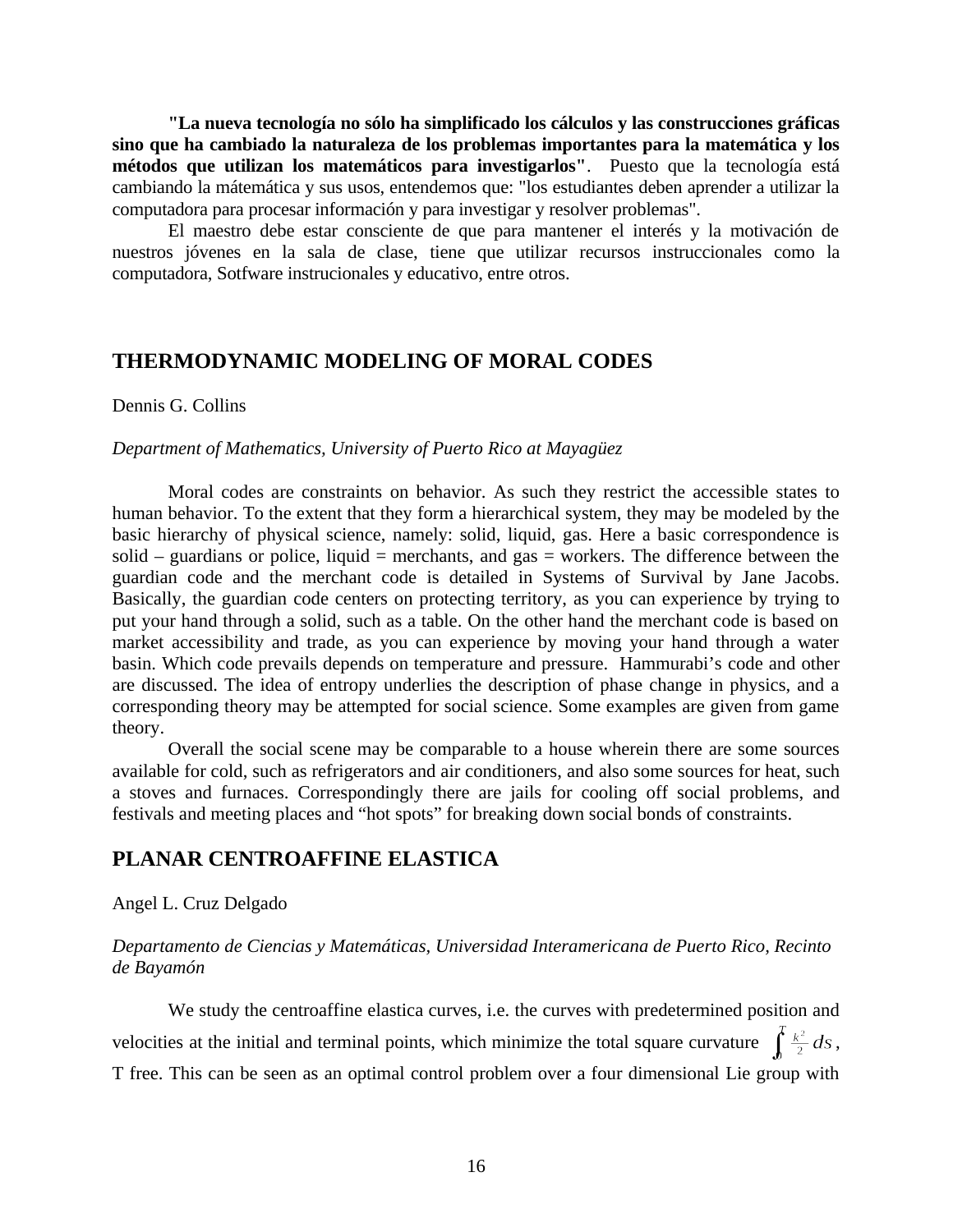**"La nueva tecnología no sólo ha simplificado los cálculos y las construcciones gráficas sino que ha cambiado la naturaleza de los problemas importantes para la matemática y los métodos que utilizan los matemáticos para investigarlos"**. Puesto que la tecnología está cambiando la mátemática y sus usos, entendemos que: "los estudiantes deben aprender a utilizar la computadora para procesar información y para investigar y resolver problemas".

El maestro debe estar consciente de que para mantener el interés y la motivación de nuestros jóvenes en la sala de clase, tiene que utilizar recursos instruccionales como la computadora, Sotfware instrucionales y educativo, entre otros.

## THERMODYNAMIC MODELING OF MORAL CODES

Dennis G. Collins

*Department of Mathematics, University of Puerto Rico at Mayagüez*

Moral codes are constraints on behavior. As such they restrict the accessible states to human behavior. To the extent that they form a hierarchical system, they may be modeled by the basic hierarchy of physical science, namely: solid, liquid, gas. Here a basic correspondence is solid – guardians or police, liquid = merchants, and gas = workers. The difference between the guardian code and the merchant code is detailed in Systems of Survival by Jane Jacobs. Basically, the guardian code centers on protecting territory, as you can experience by trying to put your hand through a solid, such as a table. On the other hand the merchant code is based on market accessibility and trade, as you can experience by moving your hand through a water basin. Which code prevails depends on temperature and pressure. Hammurabi's code and other are discussed. The idea of entropy underlies the description of phase change in physics, and a corresponding theory may be attempted for social science. Some examples are given from game theory.

Overall the social scene may be comparable to a house wherein there are some sources available for cold, such as refrigerators and air conditioners, and also some sources for heat, such a stoves and furnaces. Correspondingly there are jails for cooling off social problems, and festivals and meeting places and "hot spots" for breaking down social bonds of constraints.

## PLANAR CENTROAFFINE ELASTICA

Angel L. Cruz Delgado

*Departamento de Ciencias y Matemáticas, Universidad Interamericana de Puerto Rico, Recinto de Bayamón*

We study the centroaffine elastica curves, i.e. the curves with predetermined position and velocities at the initial and terminal points, which minimize the total square curvature $\int_0^T \frac{k^2}{2}\,ds$, T free. This can be seen as an optimal control problem over a four dimensional Lie group with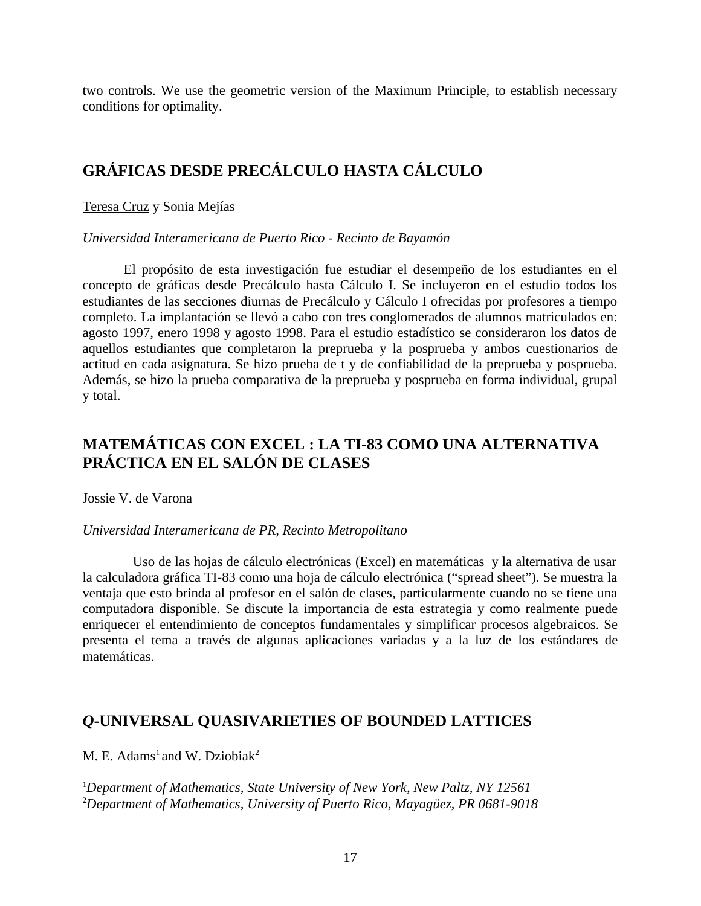two controls. We use the geometric version of the Maximum Principle, to establish necessary conditions for optimality.

## GRÁFICAS DESDE PRECÁLCULO HASTA CÁLCULO

Teresa Cruz y Sonia Mejías

*Universidad Interamericana de Puerto Rico - Recinto de Bayamón*

El propósito de esta investigación fue estudiar el desempeño de los estudiantes en el concepto de gráficas desde Precálculo hasta Cálculo I. Se incluyeron en el estudio todos los estudiantes de las secciones diurnas de Precálculo y Cálculo I ofrecidas por profesores a tiempo completo. La implantación se llevó a cabo con tres conglomerados de alumnos matriculados en: agosto 1997, enero 1998 y agosto 1998. Para el estudio estadístico se consideraron los datos de aquellos estudiantes que completaron la preprueba y la posprueba y ambos cuestionarios de actitud en cada asignatura. Se hizo prueba de t y de confiabilidad de la preprueba y posprueba. Además, se hizo la prueba comparativa de la preprueba y posprueba en forma individual, grupal y total.

## MATEMÁTICAS CON EXCEL : LA TI-83 COMO UNA ALTERNATIVA PRÁCTICA EN EL SALÓN DE CLASES

Jossie V. de Varona

*Universidad Interamericana de PR, Recinto Metropolitano*

Uso de las hojas de cálculo electrónicas (Excel) en matemáticas y la alternativa de usar la calculadora gráfica TI-83 como una hoja de cálculo electrónica ("spread sheet"). Se muestra la ventaja que esto brinda al profesor en el salón de clases, particularmente cuando no se tiene una computadora disponible. Se discute la importancia de esta estrategia y como realmente puede enriquecer el entendimiento de conceptos fundamentales y simplificar procesos algebraicos. Se presenta el tema a través de algunas aplicaciones variadas y a la luz de los estándares de matemáticas.

## *Q*-UNIVERSAL QUASIVARIETIES OF BOUNDED LATTICES

M. E. Adams[1] and W. Dziobiak[2]

[1]*Department of Mathematics, State University of New York, New Paltz, NY 12561*
[2]*Department of Mathematics, University of Puerto Rico, Mayagüez, PR 0681-9018*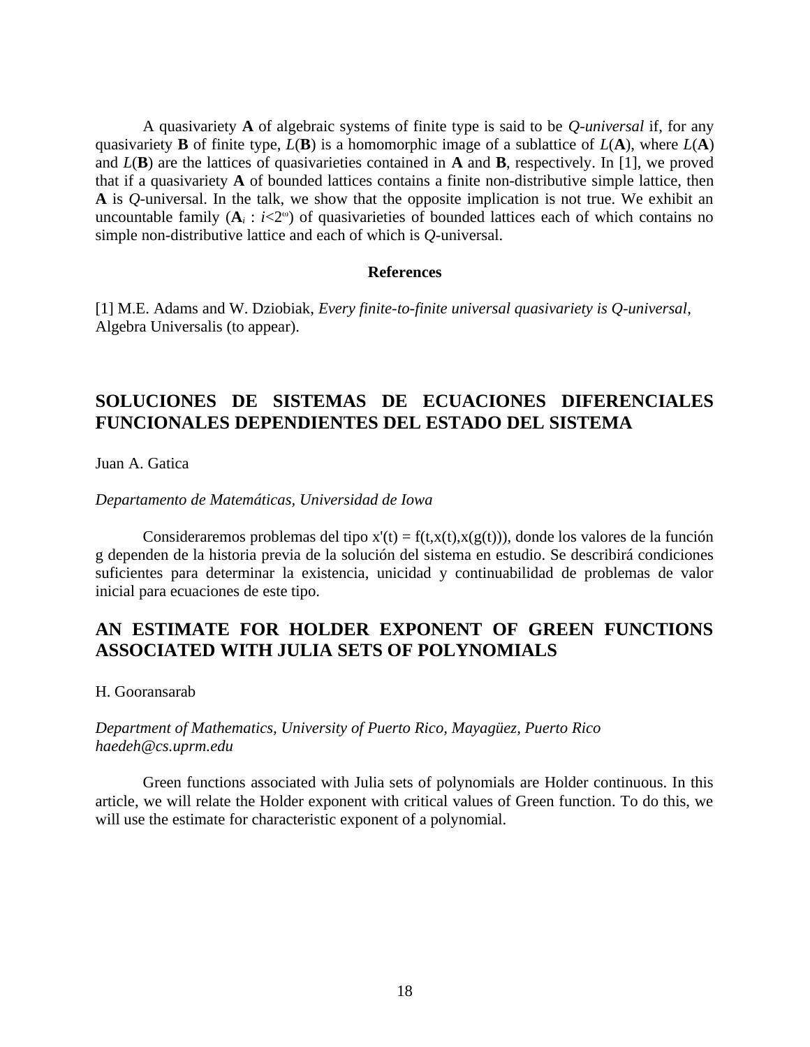A quasivariety **A** of algebraic systems of finite type is said to be *Q-universal* if, for any quasivariety **B** of finite type, *L*(**B**) is a homomorphic image of a sublattice of *L*(**A**), where *L*(**A**) and *L*(**B**) are the lattices of quasivarieties contained in **A** and **B**, respectively. In [1], we proved that if a quasivariety **A** of bounded lattices contains a finite non-distributive simple lattice, then **A** is *Q*-universal. In the talk, we show that the opposite implication is not true. We exhibit an uncountable family ($\mathbf{A}_i$ : $i<2^{\omega}$) of quasivarieties of bounded lattices each of which contains no simple non-distributive lattice and each of which is *Q*-universal.

**References**

[1] M.E. Adams and W. Dziobiak, *Every finite-to-finite universal quasivariety is Q-universal*, Algebra Universalis (to appear).

## SOLUCIONES DE SISTEMAS DE ECUACIONES DIFERENCIALES FUNCIONALES DEPENDIENTES DEL ESTADO DEL SISTEMA

Juan A. Gatica

*Departamento de Matemáticas, Universidad de Iowa*

Consideraremos problemas del tipo $x'(t) = f(t,x(t),x(g(t)))$, donde los valores de la función g dependen de la historia previa de la solución del sistema en estudio. Se describirá condiciones suficientes para determinar la existencia, unicidad y continuabilidad de problemas de valor inicial para ecuaciones de este tipo.

## AN ESTIMATE FOR HOLDER EXPONENT OF GREEN FUNCTIONS ASSOCIATED WITH JULIA SETS OF POLYNOMIALS

H. Gooransarab

*Department of Mathematics, University of Puerto Rico, Mayagüez, Puerto Rico*
*haedeh@cs.uprm.edu*

Green functions associated with Julia sets of polynomials are Holder continuous. In this article, we will relate the Holder exponent with critical values of Green function. To do this, we will use the estimate for characteristic exponent of a polynomial.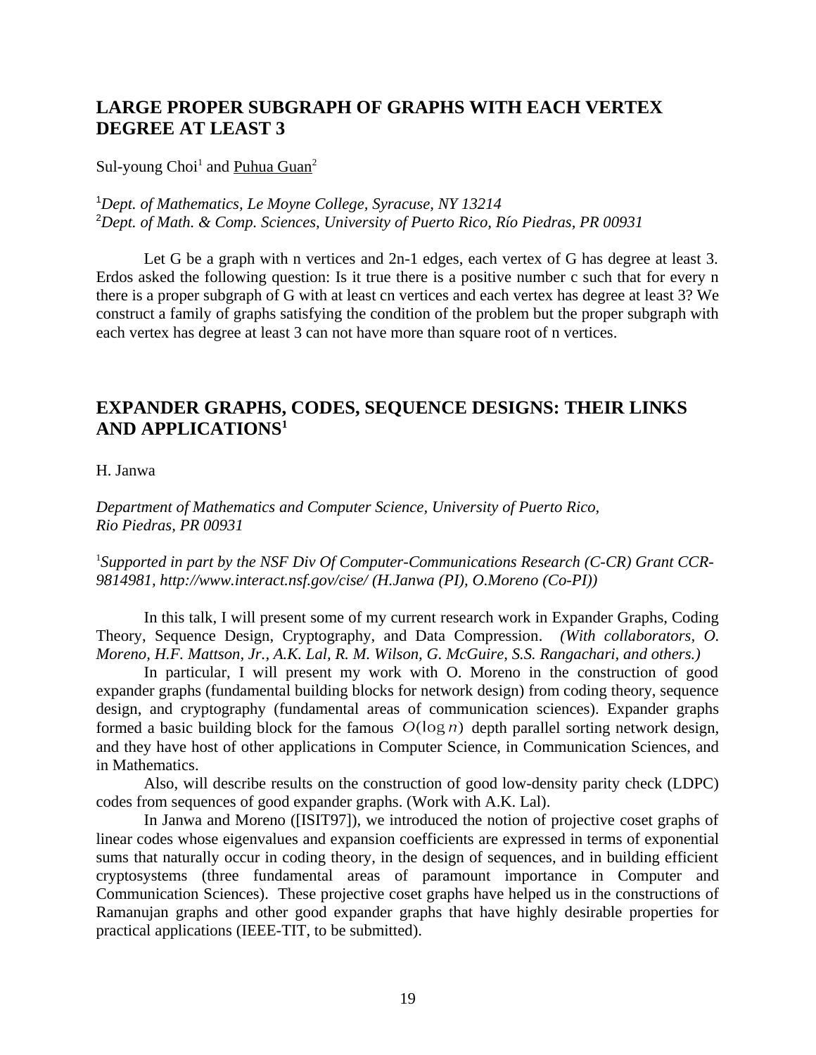## LARGE PROPER SUBGRAPH OF GRAPHS WITH EACH VERTEX DEGREE AT LEAST 3

Sul-young Choi[1] and <u>Puhua Guan</u>[2]

[1]*Dept. of Mathematics, Le Moyne College, Syracuse, NY 13214*
[2]*Dept. of Math. & Comp. Sciences, University of Puerto Rico, Río Piedras, PR 00931*

Let G be a graph with n vertices and 2n-1 edges, each vertex of G has degree at least 3. Erdos asked the following question: Is it true there is a positive number c such that for every n there is a proper subgraph of G with at least cn vertices and each vertex has degree at least 3? We construct a family of graphs satisfying the condition of the problem but the proper subgraph with each vertex has degree at least 3 can not have more than square root of n vertices.

## EXPANDER GRAPHS, CODES, SEQUENCE DESIGNS: THEIR LINKS AND APPLICATIONS[1]

H. Janwa

*Department of Mathematics and Computer Science, University of Puerto Rico, Rio Piedras, PR 00931*

[1]*Supported in part by the NSF Div Of Computer-Communications Research (C-CR) Grant CCR-9814981, http://www.interact.nsf.gov/cise/ (H.Janwa (PI), O.Moreno (Co-PI))*

In this talk, I will present some of my current research work in Expander Graphs, Coding Theory, Sequence Design, Cryptography, and Data Compression. *(With collaborators, O. Moreno, H.F. Mattson, Jr., A.K. Lal, R. M. Wilson, G. McGuire, S.S. Rangachari, and others.)*

In particular, I will present my work with O. Moreno in the construction of good expander graphs (fundamental building blocks for network design) from coding theory, sequence design, and cryptography (fundamental areas of communication sciences). Expander graphs formed a basic building block for the famous $O(\log n)$ depth parallel sorting network design, and they have host of other applications in Computer Science, in Communication Sciences, and in Mathematics.

Also, will describe results on the construction of good low-density parity check (LDPC) codes from sequences of good expander graphs. (Work with A.K. Lal).

In Janwa and Moreno ([ISIT97]), we introduced the notion of projective coset graphs of linear codes whose eigenvalues and expansion coefficients are expressed in terms of exponential sums that naturally occur in coding theory, in the design of sequences, and in building efficient cryptosystems (three fundamental areas of paramount importance in Computer and Communication Sciences). These projective coset graphs have helped us in the constructions of Ramanujan graphs and other good expander graphs that have highly desirable properties for practical applications (IEEE-TIT, to be submitted).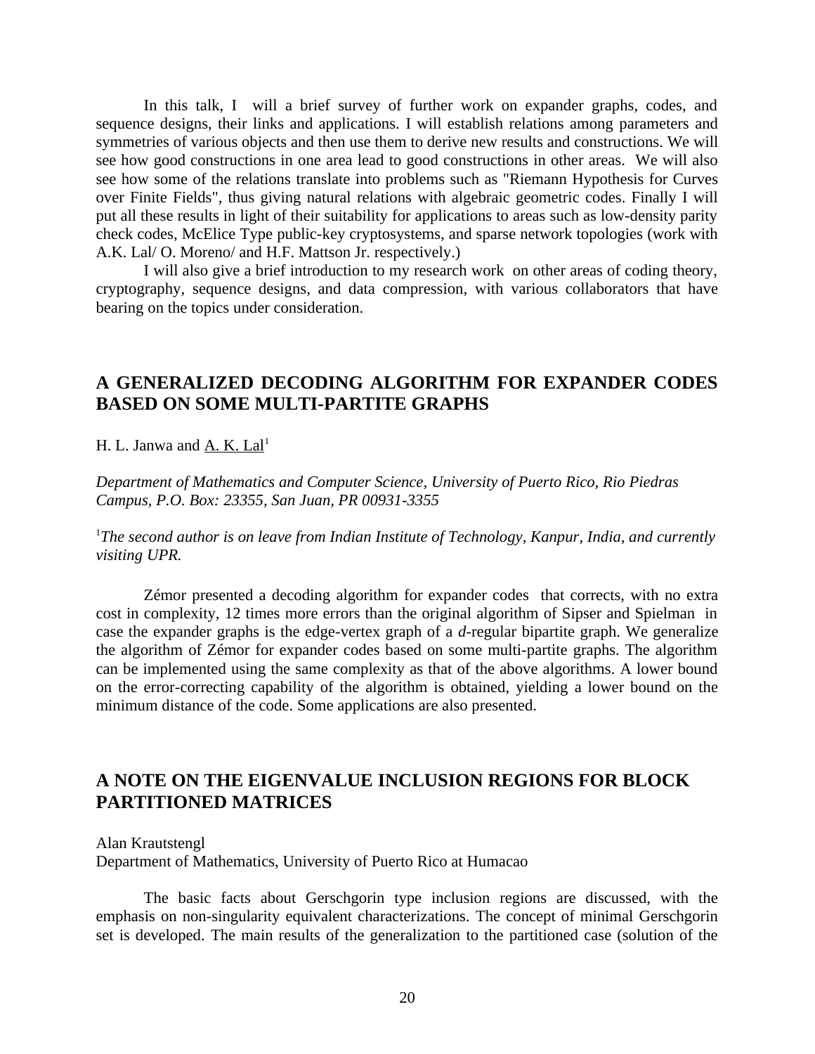In this talk, I will a brief survey of further work on expander graphs, codes, and sequence designs, their links and applications. I will establish relations among parameters and symmetries of various objects and then use them to derive new results and constructions. We will see how good constructions in one area lead to good constructions in other areas. We will also see how some of the relations translate into problems such as "Riemann Hypothesis for Curves over Finite Fields", thus giving natural relations with algebraic geometric codes. Finally I will put all these results in light of their suitability for applications to areas such as low-density parity check codes, McElice Type public-key cryptosystems, and sparse network topologies (work with A.K. Lal/ O. Moreno/ and H.F. Mattson Jr. respectively.)

I will also give a brief introduction to my research work on other areas of coding theory, cryptography, sequence designs, and data compression, with various collaborators that have bearing on the topics under consideration.

## A GENERALIZED DECODING ALGORITHM FOR EXPANDER CODES BASED ON SOME MULTI-PARTITE GRAPHS

H. L. Janwa and A. K. Lal[1]

*Department of Mathematics and Computer Science, University of Puerto Rico, Rio Piedras Campus, P.O. Box: 23355, San Juan, PR 00931-3355*

[1]*The second author is on leave from Indian Institute of Technology, Kanpur, India, and currently visiting UPR.*

Zémor presented a decoding algorithm for expander codes that corrects, with no extra cost in complexity, 12 times more errors than the original algorithm of Sipser and Spielman in case the expander graphs is the edge-vertex graph of a *d*-regular bipartite graph. We generalize the algorithm of Zémor for expander codes based on some multi-partite graphs. The algorithm can be implemented using the same complexity as that of the above algorithms. A lower bound on the error-correcting capability of the algorithm is obtained, yielding a lower bound on the minimum distance of the code. Some applications are also presented.

## A NOTE ON THE EIGENVALUE INCLUSION REGIONS FOR BLOCK PARTITIONED MATRICES

Alan Krautstengl
Department of Mathematics, University of Puerto Rico at Humacao

The basic facts about Gerschgorin type inclusion regions are discussed, with the emphasis on non-singularity equivalent characterizations. The concept of minimal Gerschgorin set is developed. The main results of the generalization to the partitioned case (solution of the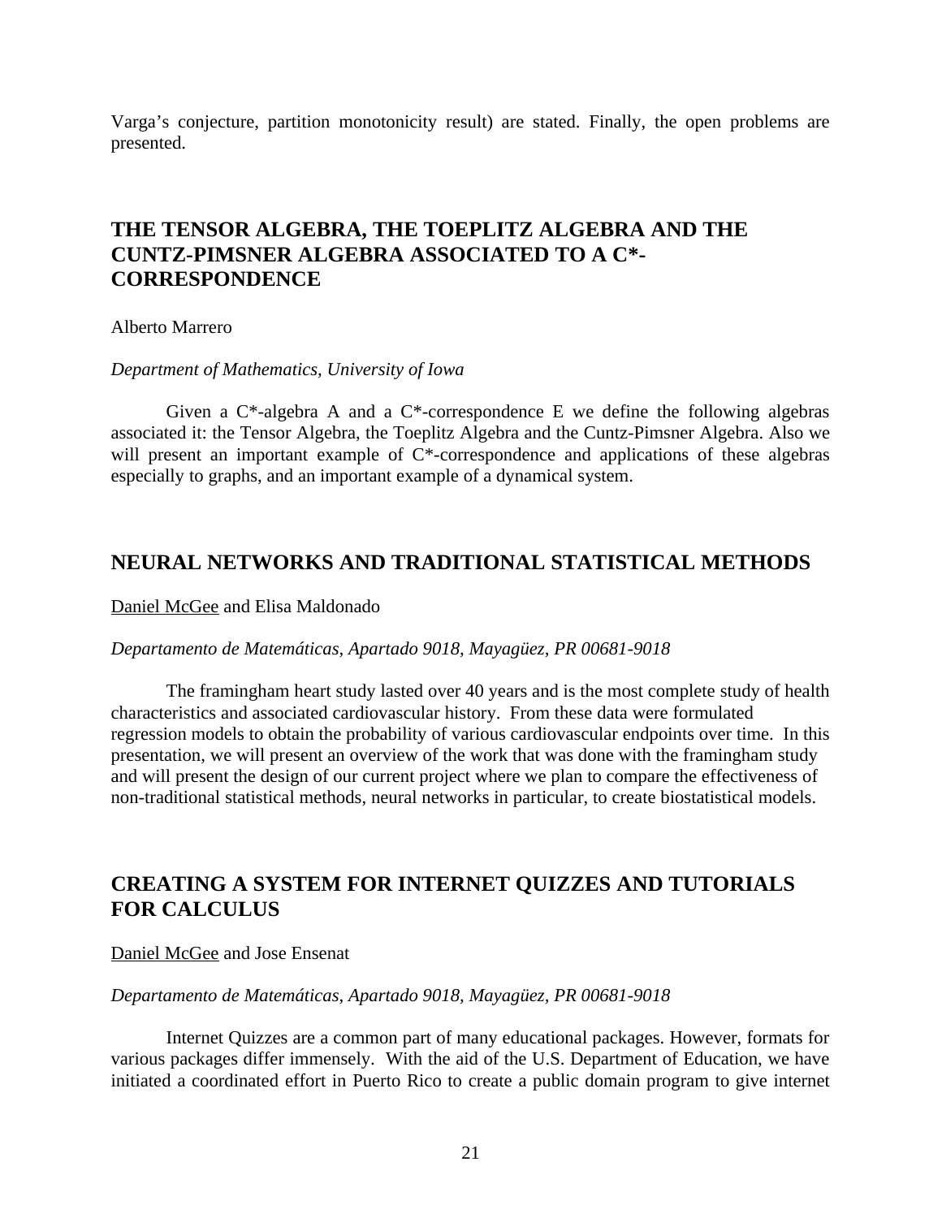Varga's conjecture, partition monotonicity result) are stated. Finally, the open problems are presented.

## THE TENSOR ALGEBRA, THE TOEPLITZ ALGEBRA AND THE CUNTZ-PIMSNER ALGEBRA ASSOCIATED TO A C*-CORRESPONDENCE

Alberto Marrero

*Department of Mathematics, University of Iowa*

Given a C*-algebra A and a C*-correspondence E we define the following algebras associated it: the Tensor Algebra, the Toeplitz Algebra and the Cuntz-Pimsner Algebra. Also we will present an important example of C*-correspondence and applications of these algebras especially to graphs, and an important example of a dynamical system.

## NEURAL NETWORKS AND TRADITIONAL STATISTICAL METHODS

Daniel McGee and Elisa Maldonado

*Departamento de Matemáticas, Apartado 9018, Mayagüez, PR 00681-9018*

The framingham heart study lasted over 40 years and is the most complete study of health characteristics and associated cardiovascular history. From these data were formulated regression models to obtain the probability of various cardiovascular endpoints over time. In this presentation, we will present an overview of the work that was done with the framingham study and will present the design of our current project where we plan to compare the effectiveness of non-traditional statistical methods, neural networks in particular, to create biostatistical models.

## CREATING A SYSTEM FOR INTERNET QUIZZES AND TUTORIALS FOR CALCULUS

Daniel McGee and Jose Ensenat

*Departamento de Matemáticas, Apartado 9018, Mayagüez, PR 00681-9018*

Internet Quizzes are a common part of many educational packages. However, formats for various packages differ immensely. With the aid of the U.S. Department of Education, we have initiated a coordinated effort in Puerto Rico to create a public domain program to give internet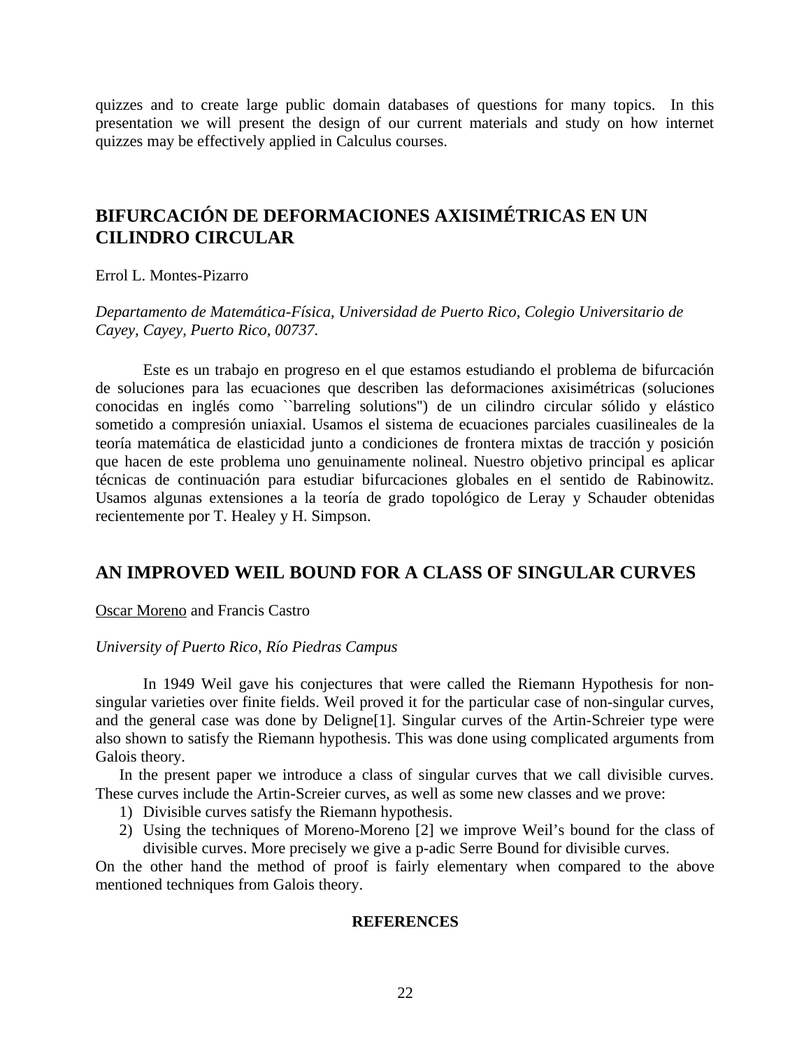quizzes and to create large public domain databases of questions for many topics. In this presentation we will present the design of our current materials and study on how internet quizzes may be effectively applied in Calculus courses.

## BIFURCACIÓN DE DEFORMACIONES AXISIMÉTRICAS EN UN CILINDRO CIRCULAR

Errol L. Montes-Pizarro

*Departamento de Matemática-Física, Universidad de Puerto Rico, Colegio Universitario de Cayey, Cayey, Puerto Rico, 00737.*

Este es un trabajo en progreso en el que estamos estudiando el problema de bifurcación de soluciones para las ecuaciones que describen las deformaciones axisimétricas (soluciones conocidas en inglés como ``barreling solutions'') de un cilindro circular sólido y elástico sometido a compresión uniaxial. Usamos el sistema de ecuaciones parciales cuasilineales de la teoría matemática de elasticidad junto a condiciones de frontera mixtas de tracción y posición que hacen de este problema uno genuinamente nolineal. Nuestro objetivo principal es aplicar técnicas de continuación para estudiar bifurcaciones globales en el sentido de Rabinowitz. Usamos algunas extensiones a la teoría de grado topológico de Leray y Schauder obtenidas recientemente por T. Healey y H. Simpson.

## AN IMPROVED WEIL BOUND FOR A CLASS OF SINGULAR CURVES

Oscar Moreno and Francis Castro

*University of Puerto Rico, Río Piedras Campus*

In 1949 Weil gave his conjectures that were called the Riemann Hypothesis for non-singular varieties over finite fields. Weil proved it for the particular case of non-singular curves, and the general case was done by Deligne[1]. Singular curves of the Artin-Schreier type were also shown to satisfy the Riemann hypothesis. This was done using complicated arguments from Galois theory.

In the present paper we introduce a class of singular curves that we call divisible curves. These curves include the Artin-Screier curves, as well as some new classes and we prove:

1) Divisible curves satisfy the Riemann hypothesis.
2) Using the techniques of Moreno-Moreno [2] we improve Weil's bound for the class of divisible curves. More precisely we give a p-adic Serre Bound for divisible curves.

On the other hand the method of proof is fairly elementary when compared to the above mentioned techniques from Galois theory.

**REFERENCES**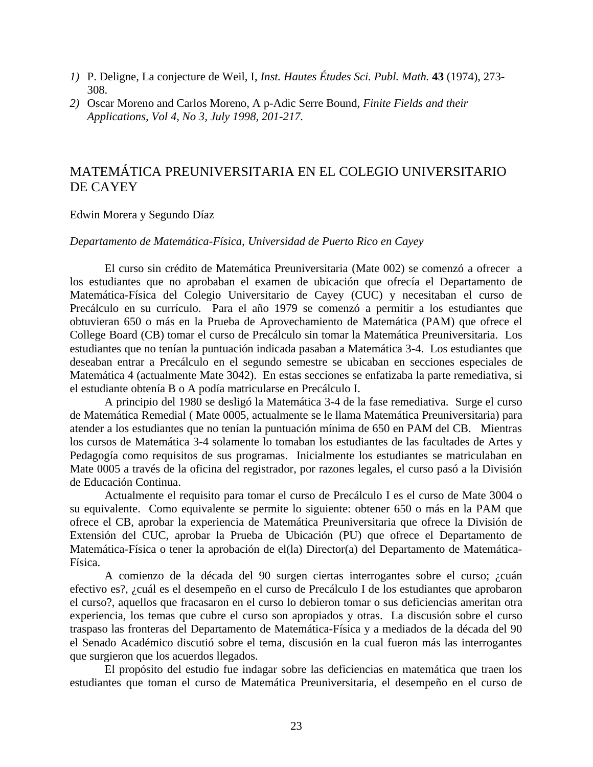1) P. Deligne, La conjecture de Weil, I, *Inst. Hautes Études Sci. Publ. Math.* **43** (1974), 273-308.
2) Oscar Moreno and Carlos Moreno, A p-Adic Serre Bound, *Finite Fields and their Applications, Vol 4, No 3, July 1998, 201-217.*

## MATEMÁTICA PREUNIVERSITARIA EN EL COLEGIO UNIVERSITARIO DE CAYEY

Edwin Morera y Segundo Díaz

*Departamento de Matemática-Física, Universidad de Puerto Rico en Cayey*

El curso sin crédito de Matemática Preuniversitaria (Mate 002) se comenzó a ofrecer a los estudiantes que no aprobaban el examen de ubicación que ofrecía el Departamento de Matemática-Física del Colegio Universitario de Cayey (CUC) y necesitaban el curso de Precálculo en su currículo. Para el año 1979 se comenzó a permitir a los estudiantes que obtuvieran 650 o más en la Prueba de Aprovechamiento de Matemática (PAM) que ofrece el College Board (CB) tomar el curso de Precálculo sin tomar la Matemática Preuniversitaria. Los estudiantes que no tenían la puntuación indicada pasaban a Matemática 3-4. Los estudiantes que deseaban entrar a Precálculo en el segundo semestre se ubicaban en secciones especiales de Matemática 4 (actualmente Mate 3042). En estas secciones se enfatizaba la parte remediativa, si el estudiante obtenía B o A podía matricularse en Precálculo I.

A principio del 1980 se desligó la Matemática 3-4 de la fase remediativa. Surge el curso de Matemática Remedial ( Mate 0005, actualmente se le llama Matemática Preuniversitaria) para atender a los estudiantes que no tenían la puntuación mínima de 650 en PAM del CB. Mientras los cursos de Matemática 3-4 solamente lo tomaban los estudiantes de las facultades de Artes y Pedagogía como requisitos de sus programas. Inicialmente los estudiantes se matriculaban en Mate 0005 a través de la oficina del registrador, por razones legales, el curso pasó a la División de Educación Continua.

Actualmente el requisito para tomar el curso de Precálculo I es el curso de Mate 3004 o su equivalente. Como equivalente se permite lo siguiente: obtener 650 o más en la PAM que ofrece el CB, aprobar la experiencia de Matemática Preuniversitaria que ofrece la División de Extensión del CUC, aprobar la Prueba de Ubicación (PU) que ofrece el Departamento de Matemática-Física o tener la aprobación de el(la) Director(a) del Departamento de Matemática-Física.

A comienzo de la década del 90 surgen ciertas interrogantes sobre el curso; ¿cuán efectivo es?, ¿cuál es el desempeño en el curso de Precálculo I de los estudiantes que aprobaron el curso?, aquellos que fracasaron en el curso lo debieron tomar o sus deficiencias ameritan otra experiencia, los temas que cubre el curso son apropiados y otras. La discusión sobre el curso traspaso las fronteras del Departamento de Matemática-Física y a mediados de la década del 90 el Senado Académico discutió sobre el tema, discusión en la cual fueron más las interrogantes que surgieron que los acuerdos llegados.

El propósito del estudio fue indagar sobre las deficiencias en matemática que traen los estudiantes que toman el curso de Matemática Preuniversitaria, el desempeño en el curso de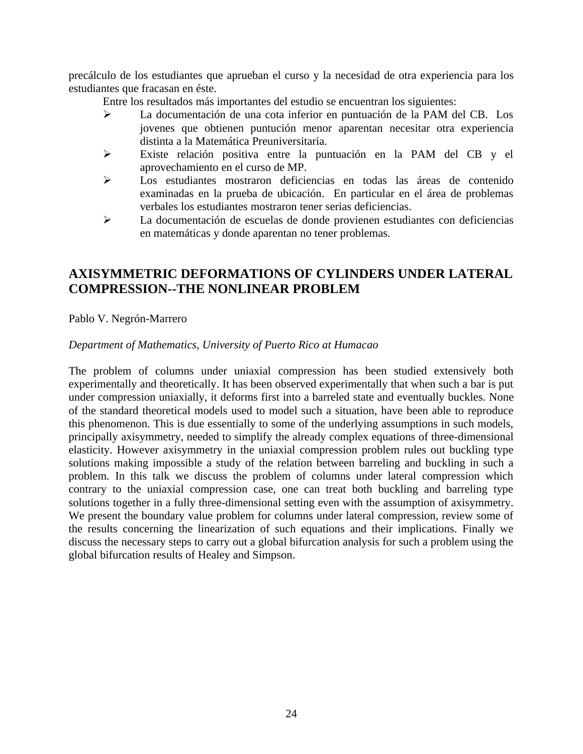precálculo de los estudiantes que aprueban el curso y la necesidad de otra experiencia para los estudiantes que fracasan en éste.

Entre los resultados más importantes del estudio se encuentran los siguientes:

- La documentación de una cota inferior en puntuación de la PAM del CB. Los jovenes que obtienen puntución menor aparentan necesitar otra experiencia distinta a la Matemática Preuniversitaria.
- Existe relación positiva entre la puntuación en la PAM del CB y el aprovechamiento en el curso de MP.
- Los estudiantes mostraron deficiencias en todas las áreas de contenido examinadas en la prueba de ubicación. En particular en el área de problemas verbales los estudiantes mostraron tener serias deficiencias.
- La documentación de escuelas de donde provienen estudiantes con deficiencias en matemáticas y donde aparentan no tener problemas.

## AXISYMMETRIC DEFORMATIONS OF CYLINDERS UNDER LATERAL COMPRESSION--THE NONLINEAR PROBLEM

Pablo V. Negrón-Marrero

*Department of Mathematics, University of Puerto Rico at Humacao*

The problem of columns under uniaxial compression has been studied extensively both experimentally and theoretically. It has been observed experimentally that when such a bar is put under compression uniaxially, it deforms first into a barreled state and eventually buckles. None of the standard theoretical models used to model such a situation, have been able to reproduce this phenomenon. This is due essentially to some of the underlying assumptions in such models, principally axisymmetry, needed to simplify the already complex equations of three-dimensional elasticity. However axisymmetry in the uniaxial compression problem rules out buckling type solutions making impossible a study of the relation between barreling and buckling in such a problem. In this talk we discuss the problem of columns under lateral compression which contrary to the uniaxial compression case, one can treat both buckling and barreling type solutions together in a fully three-dimensional setting even with the assumption of axisymmetry. We present the boundary value problem for columns under lateral compression, review some of the results concerning the linearization of such equations and their implications. Finally we discuss the necessary steps to carry out a global bifurcation analysis for such a problem using the global bifurcation results of Healey and Simpson.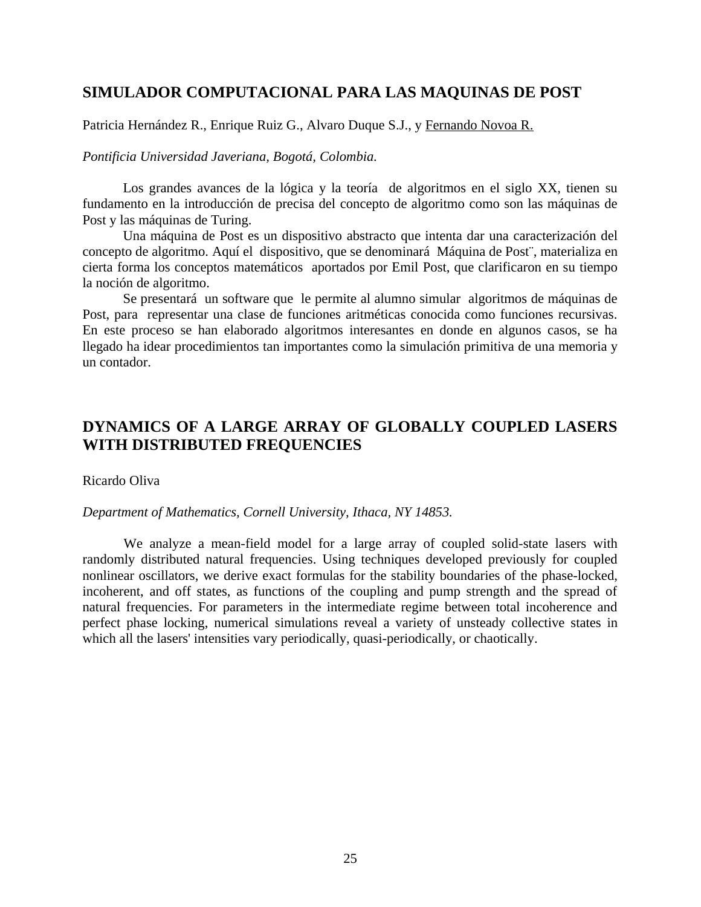## SIMULADOR COMPUTACIONAL PARA LAS MAQUINAS DE POST

Patricia Hernández R., Enrique Ruiz G., Alvaro Duque S.J., y Fernando Novoa R.

*Pontificia Universidad Javeriana, Bogotá, Colombia.*

Los grandes avances de la lógica y la teoría de algoritmos en el siglo XX, tienen su fundamento en la introducción de precisa del concepto de algoritmo como son las máquinas de Post y las máquinas de Turing.

Una máquina de Post es un dispositivo abstracto que intenta dar una caracterización del concepto de algoritmo. Aquí el dispositivo, que se denominará Máquina de Post¨, materializa en cierta forma los conceptos matemáticos aportados por Emil Post, que clarificaron en su tiempo la noción de algoritmo.

Se presentará un software que le permite al alumno simular algoritmos de máquinas de Post, para representar una clase de funciones aritméticas conocida como funciones recursivas. En este proceso se han elaborado algoritmos interesantes en donde en algunos casos, se ha llegado ha idear procedimientos tan importantes como la simulación primitiva de una memoria y un contador.

## DYNAMICS OF A LARGE ARRAY OF GLOBALLY COUPLED LASERS WITH DISTRIBUTED FREQUENCIES

Ricardo Oliva

*Department of Mathematics, Cornell University, Ithaca, NY 14853.*

We analyze a mean-field model for a large array of coupled solid-state lasers with randomly distributed natural frequencies. Using techniques developed previously for coupled nonlinear oscillators, we derive exact formulas for the stability boundaries of the phase-locked, incoherent, and off states, as functions of the coupling and pump strength and the spread of natural frequencies. For parameters in the intermediate regime between total incoherence and perfect phase locking, numerical simulations reveal a variety of unsteady collective states in which all the lasers' intensities vary periodically, quasi-periodically, or chaotically.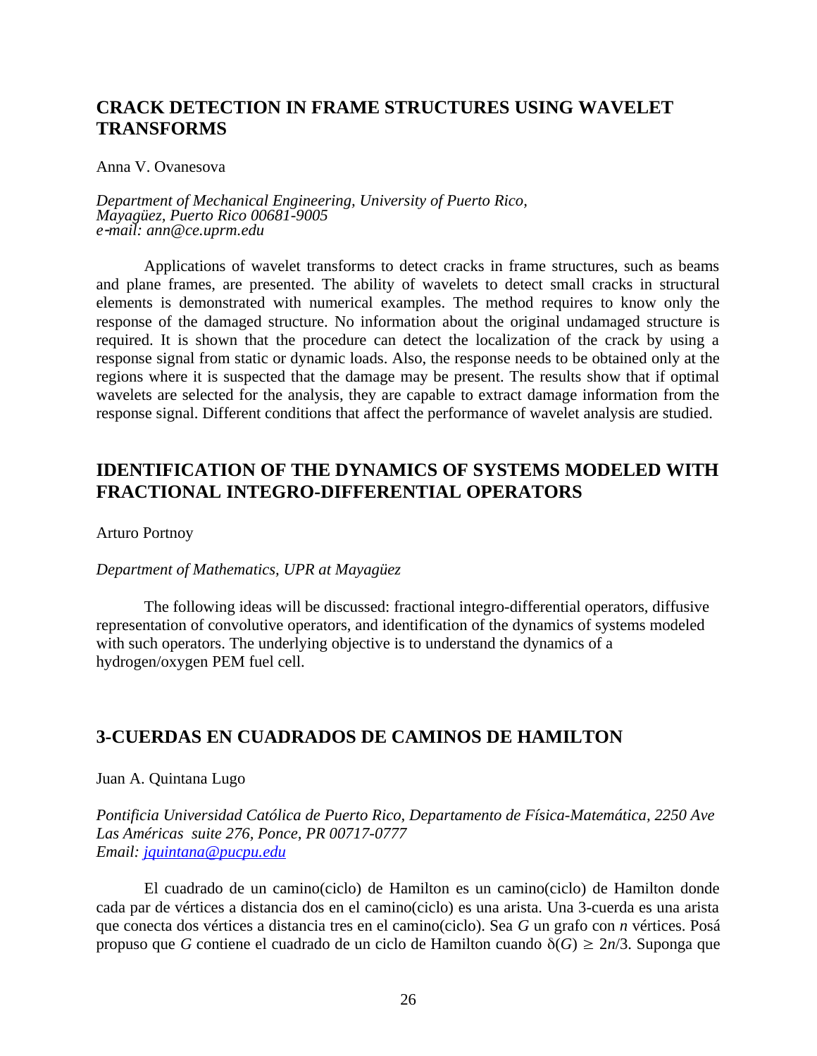## CRACK DETECTION IN FRAME STRUCTURES USING WAVELET TRANSFORMS

Anna V. Ovanesova

*Department of Mechanical Engineering, University of Puerto Rico, Mayagüez, Puerto Rico 00681-9005*
*e-mail: ann@ce.uprm.edu*

Applications of wavelet transforms to detect cracks in frame structures, such as beams and plane frames, are presented. The ability of wavelets to detect small cracks in structural elements is demonstrated with numerical examples. The method requires to know only the response of the damaged structure. No information about the original undamaged structure is required. It is shown that the procedure can detect the localization of the crack by using a response signal from static or dynamic loads. Also, the response needs to be obtained only at the regions where it is suspected that the damage may be present. The results show that if optimal wavelets are selected for the analysis, they are capable to extract damage information from the response signal. Different conditions that affect the performance of wavelet analysis are studied.

## IDENTIFICATION OF THE DYNAMICS OF SYSTEMS MODELED WITH FRACTIONAL INTEGRO-DIFFERENTIAL OPERATORS

Arturo Portnoy

*Department of Mathematics, UPR at Mayagüez*

The following ideas will be discussed: fractional integro-differential operators, diffusive representation of convolutive operators, and identification of the dynamics of systems modeled with such operators. The underlying objective is to understand the dynamics of a hydrogen/oxygen PEM fuel cell.

## 3-CUERDAS EN CUADRADOS DE CAMINOS DE HAMILTON

Juan A. Quintana Lugo

*Pontificia Universidad Católica de Puerto Rico, Departamento de Física-Matemática, 2250 Ave Las Américas suite 276, Ponce, PR 00717-0777*
*Email: jquintana@pucpu.edu*

El cuadrado de un camino(ciclo) de Hamilton es un camino(ciclo) de Hamilton donde cada par de vértices a distancia dos en el camino(ciclo) es una arista. Una 3-cuerda es una arista que conecta dos vértices a distancia tres en el camino(ciclo). Sea $G$ un grafo con $n$ vértices. Posá propuso que $G$ contiene el cuadrado de un ciclo de Hamilton cuando $\delta(G) \geq 2n/3$. Suponga que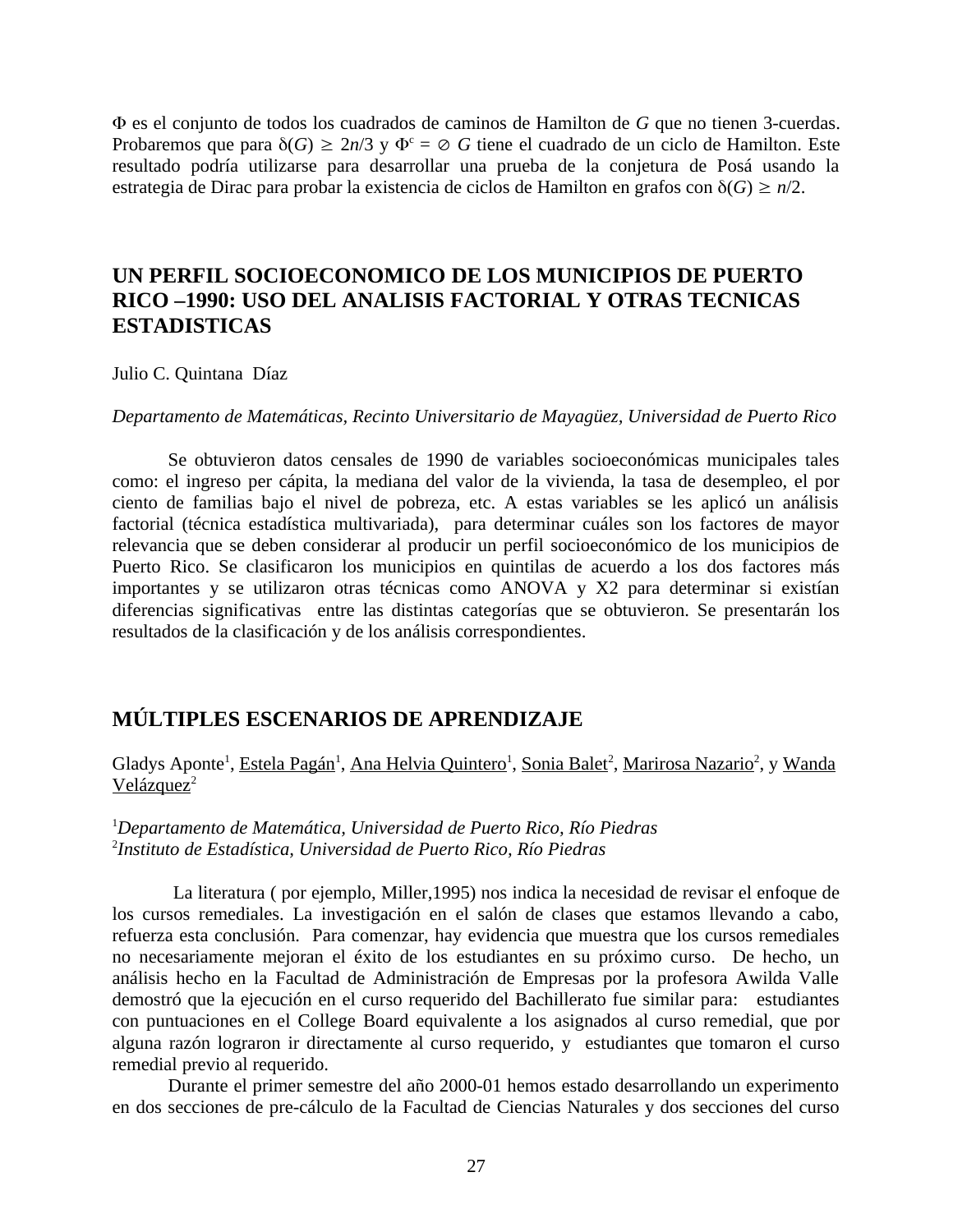$\Phi$ es el conjunto de todos los cuadrados de caminos de Hamilton de $G$ que no tienen 3-cuerdas. Probaremos que para $\delta(G) \geq 2n/3$ y $\Phi^c = \emptyset$ $G$ tiene el cuadrado de un ciclo de Hamilton. Este resultado podría utilizarse para desarrollar una prueba de la conjetura de Posá usando la estrategia de Dirac para probar la existencia de ciclos de Hamilton en grafos con $\delta(G) \geq n/2$.

## UN PERFIL SOCIOECONOMICO DE LOS MUNICIPIOS DE PUERTO RICO –1990: USO DEL ANALISIS FACTORIAL Y OTRAS TECNICAS ESTADISTICAS

Julio C. Quintana Díaz

*Departamento de Matemáticas, Recinto Universitario de Mayagüez, Universidad de Puerto Rico*

Se obtuvieron datos censales de 1990 de variables socioeconómicas municipales tales como: el ingreso per cápita, la mediana del valor de la vivienda, la tasa de desempleo, el por ciento de familias bajo el nivel de pobreza, etc. A estas variables se les aplicó un análisis factorial (técnica estadística multivariada), para determinar cuáles son los factores de mayor relevancia que se deben considerar al producir un perfil socioeconómico de los municipios de Puerto Rico. Se clasificaron los municipios en quintilas de acuerdo a los dos factores más importantes y se utilizaron otras técnicas como ANOVA y X2 para determinar si existían diferencias significativas entre las distintas categorías que se obtuvieron. Se presentarán los resultados de la clasificación y de los análisis correspondientes.

## MÚLTIPLES ESCENARIOS DE APRENDIZAJE

Gladys Aponte[1], Estela Pagán[1], Ana Helvia Quintero[1], Sonia Balet[2], Marirosa Nazario[2], y Wanda Velázquez[2]

[1]*Departamento de Matemática, Universidad de Puerto Rico, Río Piedras*
[2]*Instituto de Estadística, Universidad de Puerto Rico, Río Piedras*

La literatura ( por ejemplo, Miller,1995) nos indica la necesidad de revisar el enfoque de los cursos remediales. La investigación en el salón de clases que estamos llevando a cabo, refuerza esta conclusión. Para comenzar, hay evidencia que muestra que los cursos remediales no necesariamente mejoran el éxito de los estudiantes en su próximo curso. De hecho, un análisis hecho en la Facultad de Administración de Empresas por la profesora Awilda Valle demostró que la ejecución en el curso requerido del Bachillerato fue similar para: estudiantes con puntuaciones en el College Board equivalente a los asignados al curso remedial, que por alguna razón lograron ir directamente al curso requerido, y estudiantes que tomaron el curso remedial previo al requerido.

Durante el primer semestre del año 2000-01 hemos estado desarrollando un experimento en dos secciones de pre-cálculo de la Facultad de Ciencias Naturales y dos secciones del curso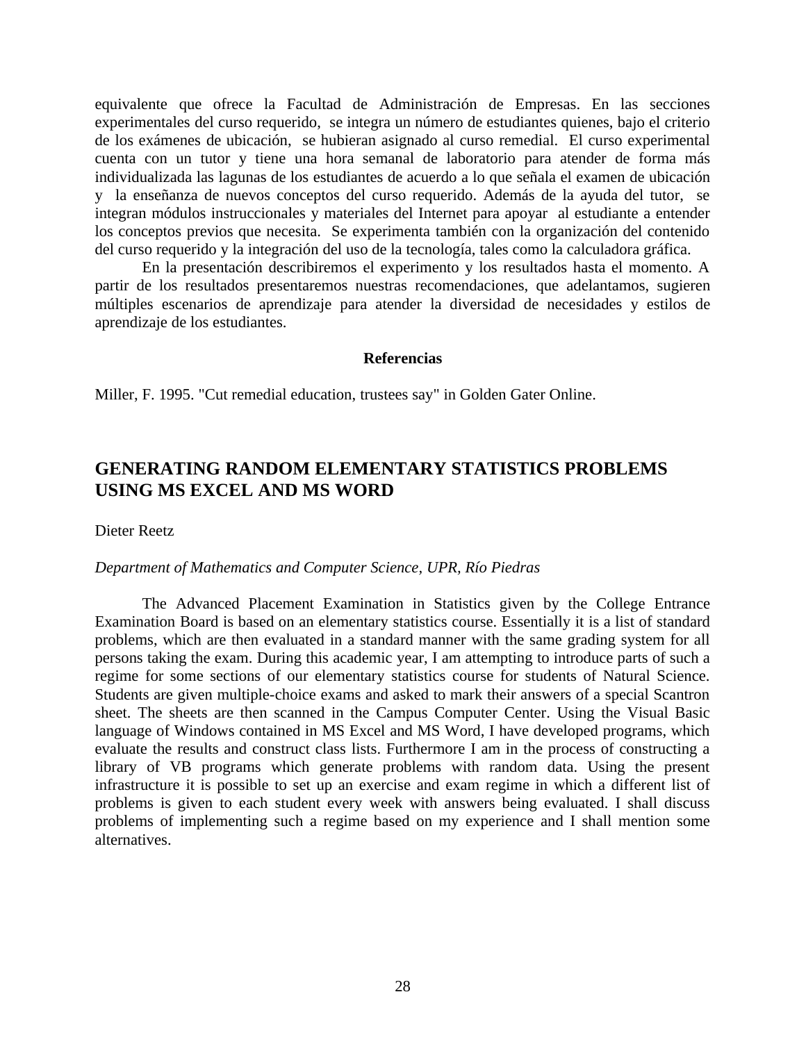equivalente que ofrece la Facultad de Administración de Empresas. En las secciones experimentales del curso requerido, se integra un número de estudiantes quienes, bajo el criterio de los exámenes de ubicación, se hubieran asignado al curso remedial. El curso experimental cuenta con un tutor y tiene una hora semanal de laboratorio para atender de forma más individualizada las lagunas de los estudiantes de acuerdo a lo que señala el examen de ubicación y la enseñanza de nuevos conceptos del curso requerido. Además de la ayuda del tutor, se integran módulos instruccionales y materiales del Internet para apoyar al estudiante a entender los conceptos previos que necesita. Se experimenta también con la organización del contenido del curso requerido y la integración del uso de la tecnología, tales como la calculadora gráfica.

En la presentación describiremos el experimento y los resultados hasta el momento. A partir de los resultados presentaremos nuestras recomendaciones, que adelantamos, sugieren múltiples escenarios de aprendizaje para atender la diversidad de necesidades y estilos de aprendizaje de los estudiantes.

**Referencias**

Miller, F. 1995. "Cut remedial education, trustees say" in Golden Gater Online.

## GENERATING RANDOM ELEMENTARY STATISTICS PROBLEMS USING MS EXCEL AND MS WORD

Dieter Reetz

*Department of Mathematics and Computer Science, UPR, Río Piedras*

The Advanced Placement Examination in Statistics given by the College Entrance Examination Board is based on an elementary statistics course. Essentially it is a list of standard problems, which are then evaluated in a standard manner with the same grading system for all persons taking the exam. During this academic year, I am attempting to introduce parts of such a regime for some sections of our elementary statistics course for students of Natural Science. Students are given multiple-choice exams and asked to mark their answers of a special Scantron sheet. The sheets are then scanned in the Campus Computer Center. Using the Visual Basic language of Windows contained in MS Excel and MS Word, I have developed programs, which evaluate the results and construct class lists. Furthermore I am in the process of constructing a library of VB programs which generate problems with random data. Using the present infrastructure it is possible to set up an exercise and exam regime in which a different list of problems is given to each student every week with answers being evaluated. I shall discuss problems of implementing such a regime based on my experience and I shall mention some alternatives.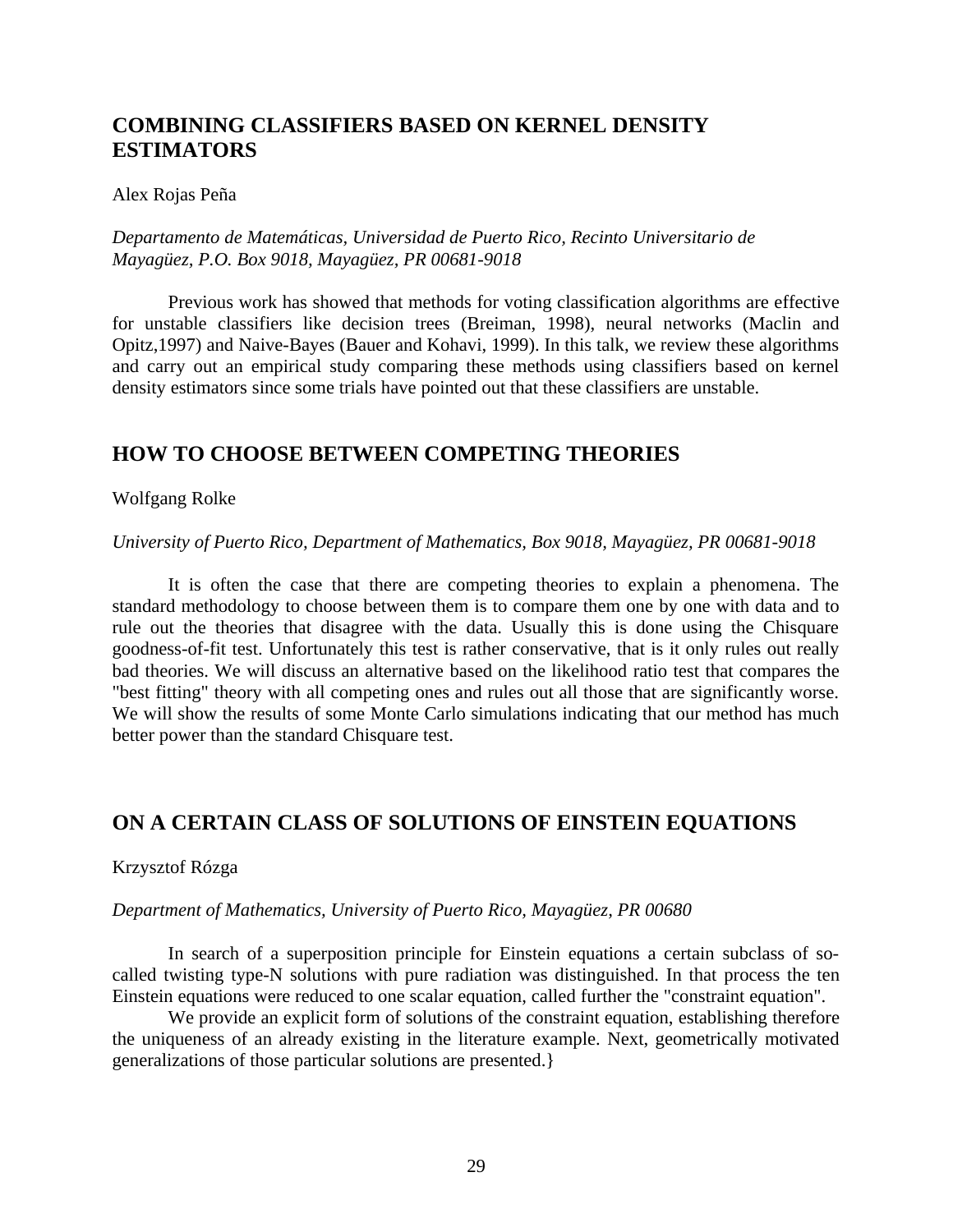## COMBINING CLASSIFIERS BASED ON KERNEL DENSITY ESTIMATORS

Alex Rojas Peña

*Departamento de Matemáticas, Universidad de Puerto Rico, Recinto Universitario de Mayagüez, P.O. Box 9018, Mayagüez, PR 00681-9018*

Previous work has showed that methods for voting classification algorithms are effective for unstable classifiers like decision trees (Breiman, 1998), neural networks (Maclin and Opitz,1997) and Naive-Bayes (Bauer and Kohavi, 1999). In this talk, we review these algorithms and carry out an empirical study comparing these methods using classifiers based on kernel density estimators since some trials have pointed out that these classifiers are unstable.

## HOW TO CHOOSE BETWEEN COMPETING THEORIES

Wolfgang Rolke

*University of Puerto Rico, Department of Mathematics, Box 9018, Mayagüez, PR 00681-9018*

It is often the case that there are competing theories to explain a phenomena. The standard methodology to choose between them is to compare them one by one with data and to rule out the theories that disagree with the data. Usually this is done using the Chisquare goodness-of-fit test. Unfortunately this test is rather conservative, that is it only rules out really bad theories. We will discuss an alternative based on the likelihood ratio test that compares the "best fitting" theory with all competing ones and rules out all those that are significantly worse. We will show the results of some Monte Carlo simulations indicating that our method has much better power than the standard Chisquare test.

## ON A CERTAIN CLASS OF SOLUTIONS OF EINSTEIN EQUATIONS

Krzysztof Rózga

*Department of Mathematics, University of Puerto Rico, Mayagüez, PR 00680*

In search of a superposition principle for Einstein equations a certain subclass of so-called twisting type-N solutions with pure radiation was distinguished. In that process the ten Einstein equations were reduced to one scalar equation, called further the "constraint equation".

We provide an explicit form of solutions of the constraint equation, establishing therefore the uniqueness of an already existing in the literature example. Next, geometrically motivated generalizations of those particular solutions are presented.}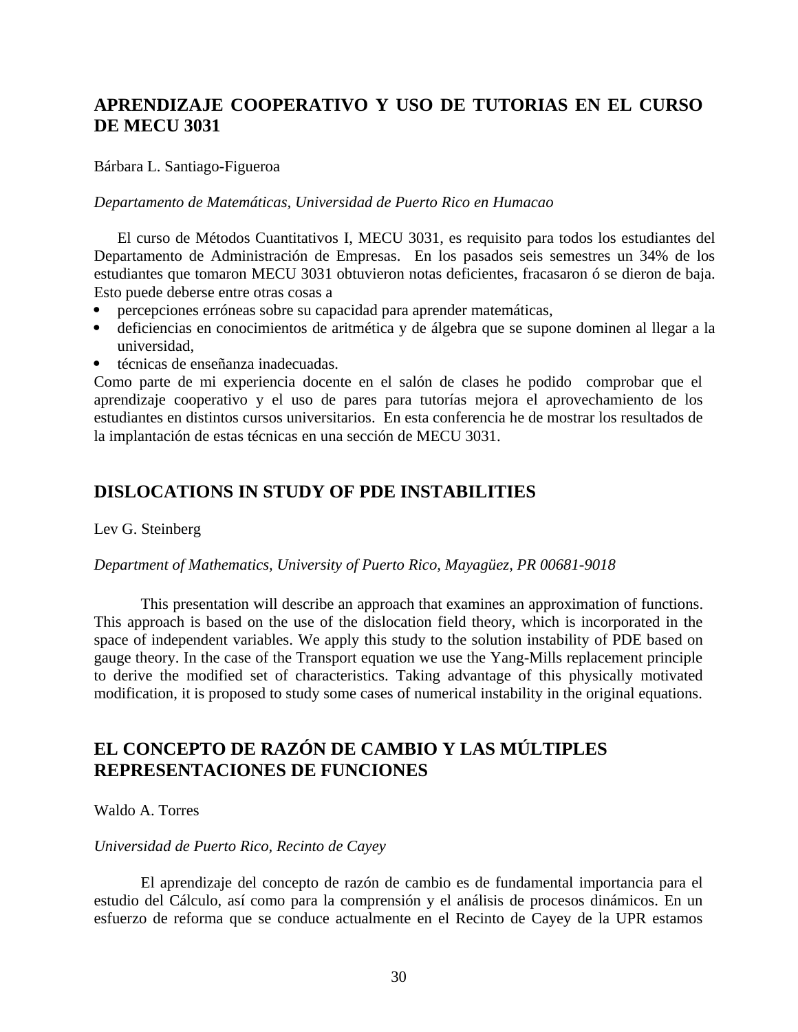## APRENDIZAJE COOPERATIVO Y USO DE TUTORIAS EN EL CURSO DE MECU 3031

Bárbara L. Santiago-Figueroa

*Departamento de Matemáticas, Universidad de Puerto Rico en Humacao*

El curso de Métodos Cuantitativos I, MECU 3031, es requisito para todos los estudiantes del Departamento de Administración de Empresas. En los pasados seis semestres un 34% de los estudiantes que tomaron MECU 3031 obtuvieron notas deficientes, fracasaron ó se dieron de baja. Esto puede deberse entre otras cosas a

- percepciones erróneas sobre su capacidad para aprender matemáticas,
- deficiencias en conocimientos de aritmética y de álgebra que se supone dominen al llegar a la universidad,
- técnicas de enseñanza inadecuadas.

Como parte de mi experiencia docente en el salón de clases he podido comprobar que el aprendizaje cooperativo y el uso de pares para tutorías mejora el aprovechamiento de los estudiantes en distintos cursos universitarios. En esta conferencia he de mostrar los resultados de la implantación de estas técnicas en una sección de MECU 3031.

## DISLOCATIONS IN STUDY OF PDE INSTABILITIES

Lev G. Steinberg

*Department of Mathematics, University of Puerto Rico, Mayagüez, PR 00681-9018*

This presentation will describe an approach that examines an approximation of functions. This approach is based on the use of the dislocation field theory, which is incorporated in the space of independent variables. We apply this study to the solution instability of PDE based on gauge theory. In the case of the Transport equation we use the Yang-Mills replacement principle to derive the modified set of characteristics. Taking advantage of this physically motivated modification, it is proposed to study some cases of numerical instability in the original equations.

## EL CONCEPTO DE RAZÓN DE CAMBIO Y LAS MÚLTIPLES REPRESENTACIONES DE FUNCIONES

Waldo A. Torres

*Universidad de Puerto Rico, Recinto de Cayey*

El aprendizaje del concepto de razón de cambio es de fundamental importancia para el estudio del Cálculo, así como para la comprensión y el análisis de procesos dinámicos. En un esfuerzo de reforma que se conduce actualmente en el Recinto de Cayey de la UPR estamos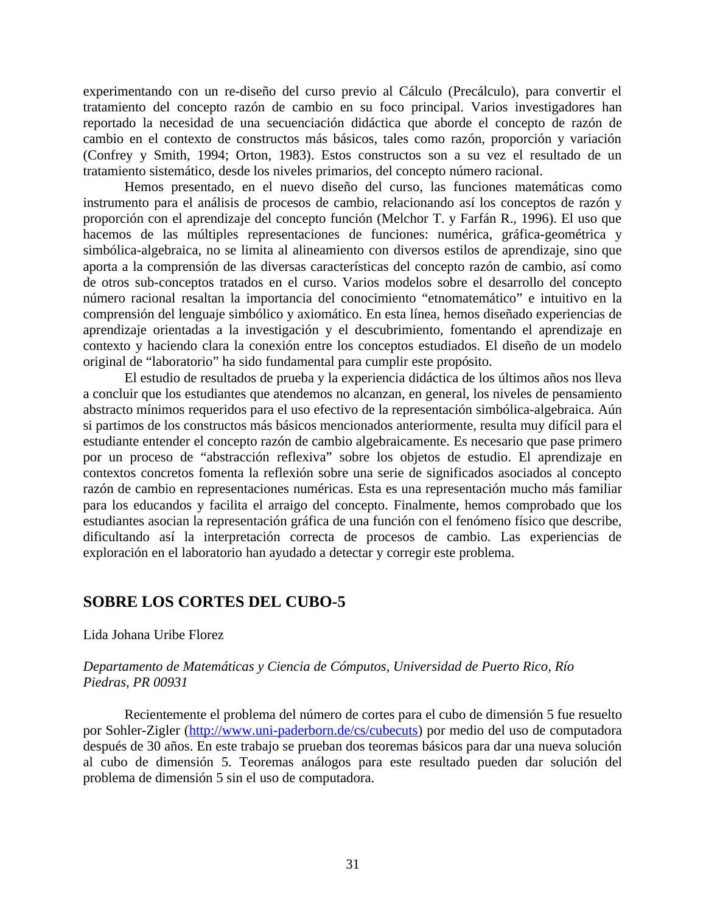experimentando con un re-diseño del curso previo al Cálculo (Precálculo), para convertir el tratamiento del concepto razón de cambio en su foco principal. Varios investigadores han reportado la necesidad de una secuenciación didáctica que aborde el concepto de razón de cambio en el contexto de constructos más básicos, tales como razón, proporción y variación (Confrey y Smith, 1994; Orton, 1983). Estos constructos son a su vez el resultado de un tratamiento sistemático, desde los niveles primarios, del concepto número racional.

Hemos presentado, en el nuevo diseño del curso, las funciones matemáticas como instrumento para el análisis de procesos de cambio, relacionando así los conceptos de razón y proporción con el aprendizaje del concepto función (Melchor T. y Farfán R., 1996). El uso que hacemos de las múltiples representaciones de funciones: numérica, gráfica-geométrica y simbólica-algebraica, no se limita al alineamiento con diversos estilos de aprendizaje, sino que aporta a la comprensión de las diversas características del concepto razón de cambio, así como de otros sub-conceptos tratados en el curso. Varios modelos sobre el desarrollo del concepto número racional resaltan la importancia del conocimiento "etnomatemático" e intuitivo en la comprensión del lenguaje simbólico y axiomático. En esta línea, hemos diseñado experiencias de aprendizaje orientadas a la investigación y el descubrimiento, fomentando el aprendizaje en contexto y haciendo clara la conexión entre los conceptos estudiados. El diseño de un modelo original de "laboratorio" ha sido fundamental para cumplir este propósito.

El estudio de resultados de prueba y la experiencia didáctica de los últimos años nos lleva a concluir que los estudiantes que atendemos no alcanzan, en general, los niveles de pensamiento abstracto mínimos requeridos para el uso efectivo de la representación simbólica-algebraica. Aún si partimos de los constructos más básicos mencionados anteriormente, resulta muy difícil para el estudiante entender el concepto razón de cambio algebraicamente. Es necesario que pase primero por un proceso de "abstracción reflexiva" sobre los objetos de estudio. El aprendizaje en contextos concretos fomenta la reflexión sobre una serie de significados asociados al concepto razón de cambio en representaciones numéricas. Esta es una representación mucho más familiar para los educandos y facilita el arraigo del concepto. Finalmente, hemos comprobado que los estudiantes asocian la representación gráfica de una función con el fenómeno físico que describe, dificultando así la interpretación correcta de procesos de cambio. Las experiencias de exploración en el laboratorio han ayudado a detectar y corregir este problema.

## SOBRE LOS CORTES DEL CUBO-5

Lida Johana Uribe Florez

*Departamento de Matemáticas y Ciencia de Cómputos, Universidad de Puerto Rico, Río Piedras, PR 00931*

Recientemente el problema del número de cortes para el cubo de dimensión 5 fue resuelto por Sohler-Zigler (http://www.uni-paderborn.de/cs/cubecuts) por medio del uso de computadora después de 30 años. En este trabajo se prueban dos teoremas básicos para dar una nueva solución al cubo de dimensión 5. Teoremas análogos para este resultado pueden dar solución del problema de dimensión 5 sin el uso de computadora.